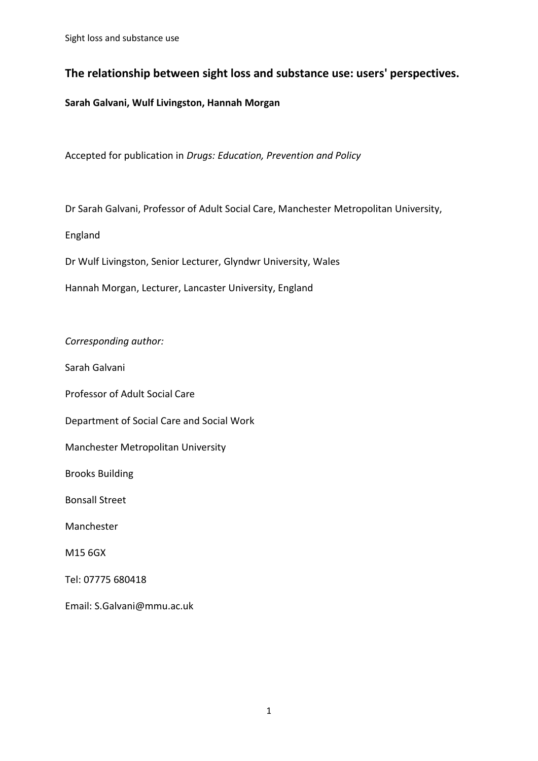# The relationship between sight loss and substance use: users' perspectives.

**Sarah Galvani, Wulf Livingston, Hannah Morgan**

Accepted for publication in *Drugs: Education, Prevention and Policy*

Dr Sarah Galvani, Professor of Adult Social Care, Manchester Metropolitan University, England

Dr Wulf Livingston, Senior Lecturer, Glyndwr University, Wales

Hannah Morgan, Lecturer, Lancaster University, England

*Corresponding author:*

Sarah Galvani

Professor of Adult Social Care

Department of Social Care and Social Work

Manchester Metropolitan University

Brooks Building

Bonsall Street

Manchester

M15 6GX

Tel: 07775 680418

Email: S.Galvani@mmu.ac.uk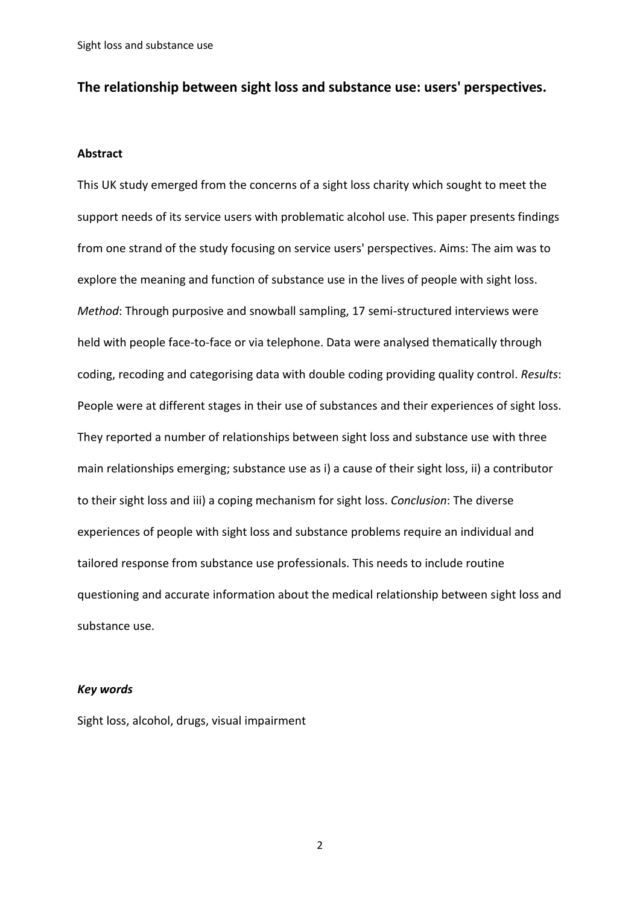## The relationship between sight loss and substance use: users' perspectives.

### Abstract

This UK study emerged from the concerns of a sight loss charity which sought to meet the support needs of its service users with problematic alcohol use. This paper presents findings from one strand of the study focusing on service users' perspectives. Aims: The aim was to explore the meaning and function of substance use in the lives of people with sight loss. *Method*: Through purposive and snowball sampling, 17 semi-structured interviews were held with people face-to-face or via telephone. Data were analysed thematically through coding, recoding and categorising data with double coding providing quality control. *Results*: People were at different stages in their use of substances and their experiences of sight loss. They reported a number of relationships between sight loss and substance use with three main relationships emerging; substance use as i) a cause of their sight loss, ii) a contributor to their sight loss and iii) a coping mechanism for sight loss. *Conclusion*: The diverse experiences of people with sight loss and substance problems require an individual and tailored response from substance use professionals. This needs to include routine questioning and accurate information about the medical relationship between sight loss and substance use.

### *Key words*

Sight loss, alcohol, drugs, visual impairment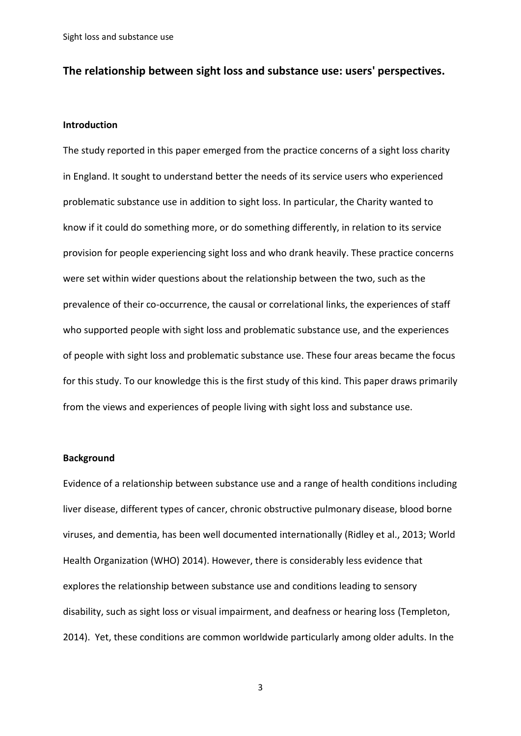## The relationship between sight loss and substance use: users' perspectives.

### Introduction

The study reported in this paper emerged from the practice concerns of a sight loss charity in England. It sought to understand better the needs of its service users who experienced problematic substance use in addition to sight loss. In particular, the Charity wanted to know if it could do something more, or do something differently, in relation to its service provision for people experiencing sight loss and who drank heavily. These practice concerns were set within wider questions about the relationship between the two, such as the prevalence of their co-occurrence, the causal or correlational links, the experiences of staff who supported people with sight loss and problematic substance use, and the experiences of people with sight loss and problematic substance use. These four areas became the focus for this study. To our knowledge this is the first study of this kind. This paper draws primarily from the views and experiences of people living with sight loss and substance use.

### Background

Evidence of a relationship between substance use and a range of health conditions including liver disease, different types of cancer, chronic obstructive pulmonary disease, blood borne viruses, and dementia, has been well documented internationally (Ridley et al., 2013; World Health Organization (WHO) 2014). However, there is considerably less evidence that explores the relationship between substance use and conditions leading to sensory disability, such as sight loss or visual impairment, and deafness or hearing loss (Templeton, 2014). Yet, these conditions are common worldwide particularly among older adults. In the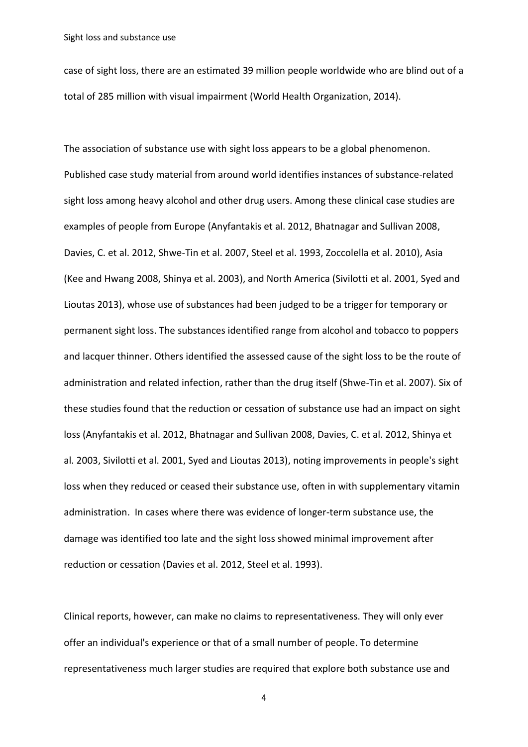case of sight loss, there are an estimated 39 million people worldwide who are blind out of a total of 285 million with visual impairment (World Health Organization, 2014).

The association of substance use with sight loss appears to be a global phenomenon. Published case study material from around world identifies instances of substance-related sight loss among heavy alcohol and other drug users. Among these clinical case studies are examples of people from Europe (Anyfantakis et al. 2012, Bhatnagar and Sullivan 2008, Davies, C. et al. 2012, Shwe-Tin et al. 2007, Steel et al. 1993, Zoccolella et al. 2010), Asia (Kee and Hwang 2008, Shinya et al. 2003), and North America (Sivilotti et al. 2001, Syed and Lioutas 2013), whose use of substances had been judged to be a trigger for temporary or permanent sight loss. The substances identified range from alcohol and tobacco to poppers and lacquer thinner. Others identified the assessed cause of the sight loss to be the route of administration and related infection, rather than the drug itself (Shwe-Tin et al. 2007). Six of these studies found that the reduction or cessation of substance use had an impact on sight loss (Anyfantakis et al. 2012, Bhatnagar and Sullivan 2008, Davies, C. et al. 2012, Shinya et al. 2003, Sivilotti et al. 2001, Syed and Lioutas 2013), noting improvements in people's sight loss when they reduced or ceased their substance use, often in with supplementary vitamin administration. In cases where there was evidence of longer-term substance use, the damage was identified too late and the sight loss showed minimal improvement after reduction or cessation (Davies et al. 2012, Steel et al. 1993).

Clinical reports, however, can make no claims to representativeness. They will only ever offer an individual's experience or that of a small number of people. To determine representativeness much larger studies are required that explore both substance use and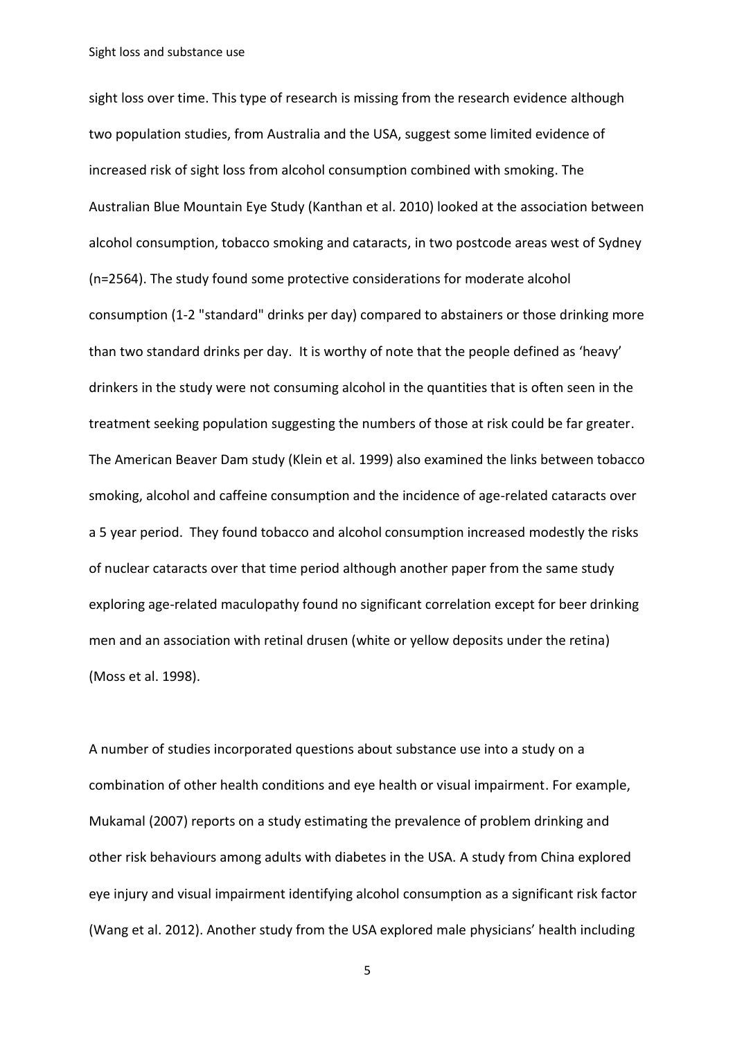sight loss over time. This type of research is missing from the research evidence although two population studies, from Australia and the USA, suggest some limited evidence of increased risk of sight loss from alcohol consumption combined with smoking. The Australian Blue Mountain Eye Study (Kanthan et al. 2010) looked at the association between alcohol consumption, tobacco smoking and cataracts, in two postcode areas west of Sydney (n=2564). The study found some protective considerations for moderate alcohol consumption (1-2 "standard" drinks per day) compared to abstainers or those drinking more than two standard drinks per day. It is worthy of note that the people defined as 'heavy' drinkers in the study were not consuming alcohol in the quantities that is often seen in the treatment seeking population suggesting the numbers of those at risk could be far greater. The American Beaver Dam study (Klein et al. 1999) also examined the links between tobacco smoking, alcohol and caffeine consumption and the incidence of age-related cataracts over a 5 year period. They found tobacco and alcohol consumption increased modestly the risks of nuclear cataracts over that time period although another paper from the same study exploring age-related maculopathy found no significant correlation except for beer drinking men and an association with retinal drusen (white or yellow deposits under the retina) (Moss et al. 1998).

A number of studies incorporated questions about substance use into a study on a combination of other health conditions and eye health or visual impairment. For example, Mukamal (2007) reports on a study estimating the prevalence of problem drinking and other risk behaviours among adults with diabetes in the USA. A study from China explored eye injury and visual impairment identifying alcohol consumption as a significant risk factor (Wang et al. 2012). Another study from the USA explored male physicians' health including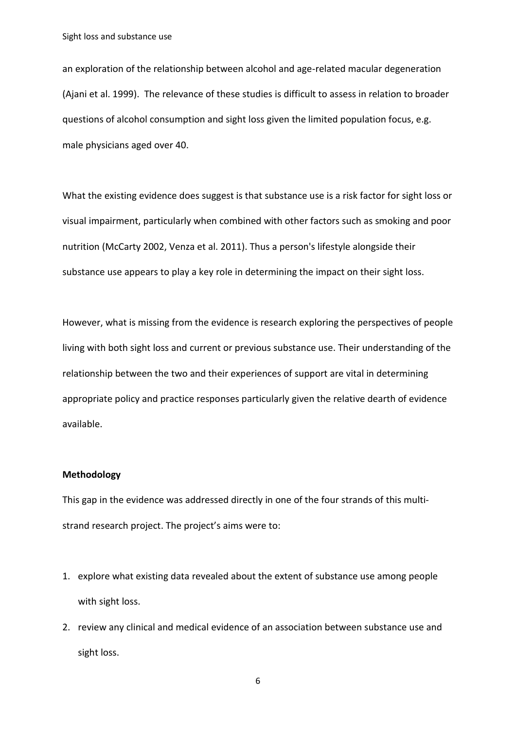an exploration of the relationship between alcohol and age-related macular degeneration (Ajani et al. 1999). The relevance of these studies is difficult to assess in relation to broader questions of alcohol consumption and sight loss given the limited population focus, e.g. male physicians aged over 40.

What the existing evidence does suggest is that substance use is a risk factor for sight loss or visual impairment, particularly when combined with other factors such as smoking and poor nutrition (McCarty 2002, Venza et al. 2011). Thus a person's lifestyle alongside their substance use appears to play a key role in determining the impact on their sight loss.

However, what is missing from the evidence is research exploring the perspectives of people living with both sight loss and current or previous substance use. Their understanding of the relationship between the two and their experiences of support are vital in determining appropriate policy and practice responses particularly given the relative dearth of evidence available.

**Methodology**

This gap in the evidence was addressed directly in one of the four strands of this multi-strand research project. The project's aims were to:

1. explore what existing data revealed about the extent of substance use among people with sight loss.
2. review any clinical and medical evidence of an association between substance use and sight loss.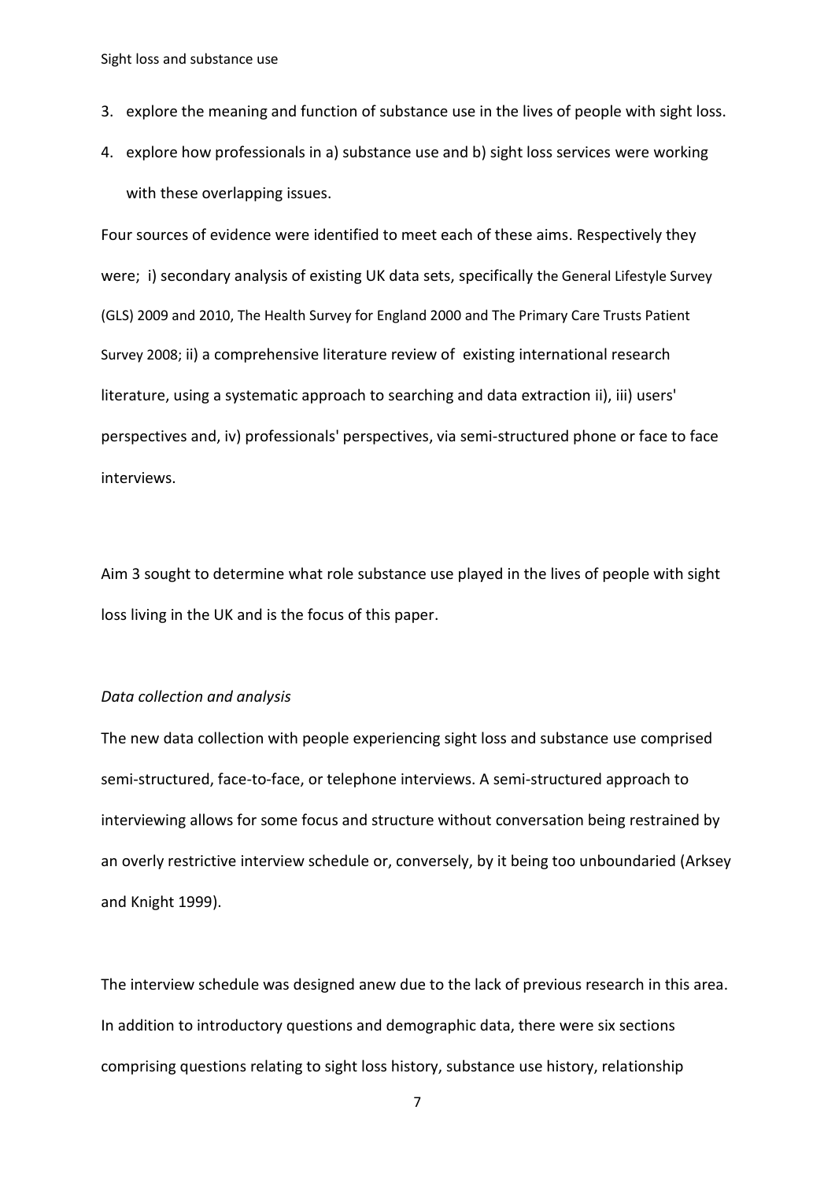3. explore the meaning and function of substance use in the lives of people with sight loss.
4. explore how professionals in a) substance use and b) sight loss services were working with these overlapping issues.

Four sources of evidence were identified to meet each of these aims. Respectively they were; i) secondary analysis of existing UK data sets, specifically the General Lifestyle Survey (GLS) 2009 and 2010, The Health Survey for England 2000 and The Primary Care Trusts Patient Survey 2008; ii) a comprehensive literature review of existing international research literature, using a systematic approach to searching and data extraction ii), iii) users' perspectives and, iv) professionals' perspectives, via semi-structured phone or face to face interviews.

Aim 3 sought to determine what role substance use played in the lives of people with sight loss living in the UK and is the focus of this paper.

*Data collection and analysis*

The new data collection with people experiencing sight loss and substance use comprised semi-structured, face-to-face, or telephone interviews. A semi-structured approach to interviewing allows for some focus and structure without conversation being restrained by an overly restrictive interview schedule or, conversely, by it being too unboundaried (Arksey and Knight 1999).

The interview schedule was designed anew due to the lack of previous research in this area. In addition to introductory questions and demographic data, there were six sections comprising questions relating to sight loss history, substance use history, relationship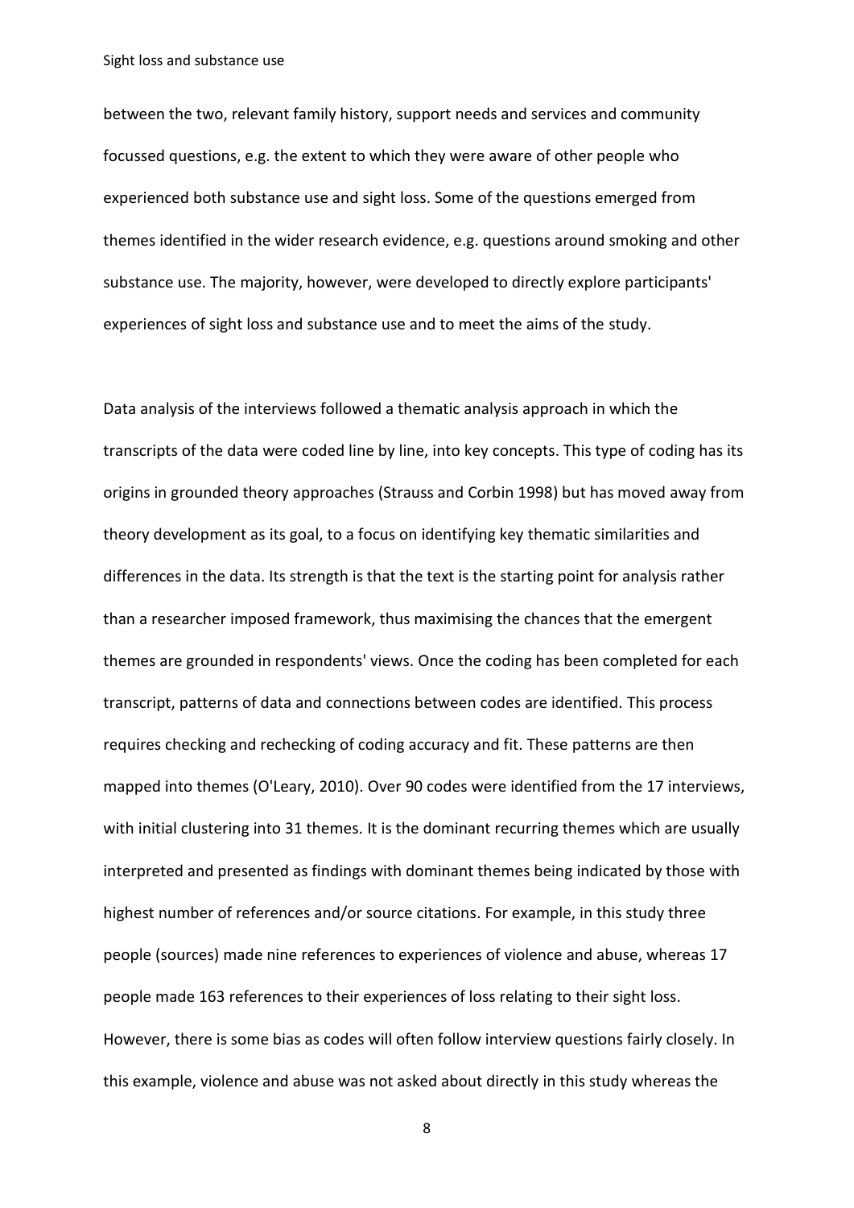between the two, relevant family history, support needs and services and community focussed questions, e.g. the extent to which they were aware of other people who experienced both substance use and sight loss. Some of the questions emerged from themes identified in the wider research evidence, e.g. questions around smoking and other substance use. The majority, however, were developed to directly explore participants' experiences of sight loss and substance use and to meet the aims of the study.

Data analysis of the interviews followed a thematic analysis approach in which the transcripts of the data were coded line by line, into key concepts. This type of coding has its origins in grounded theory approaches (Strauss and Corbin 1998) but has moved away from theory development as its goal, to a focus on identifying key thematic similarities and differences in the data. Its strength is that the text is the starting point for analysis rather than a researcher imposed framework, thus maximising the chances that the emergent themes are grounded in respondents' views. Once the coding has been completed for each transcript, patterns of data and connections between codes are identified. This process requires checking and rechecking of coding accuracy and fit. These patterns are then mapped into themes (O'Leary, 2010). Over 90 codes were identified from the 17 interviews, with initial clustering into 31 themes. It is the dominant recurring themes which are usually interpreted and presented as findings with dominant themes being indicated by those with highest number of references and/or source citations. For example, in this study three people (sources) made nine references to experiences of violence and abuse, whereas 17 people made 163 references to their experiences of loss relating to their sight loss. However, there is some bias as codes will often follow interview questions fairly closely. In this example, violence and abuse was not asked about directly in this study whereas the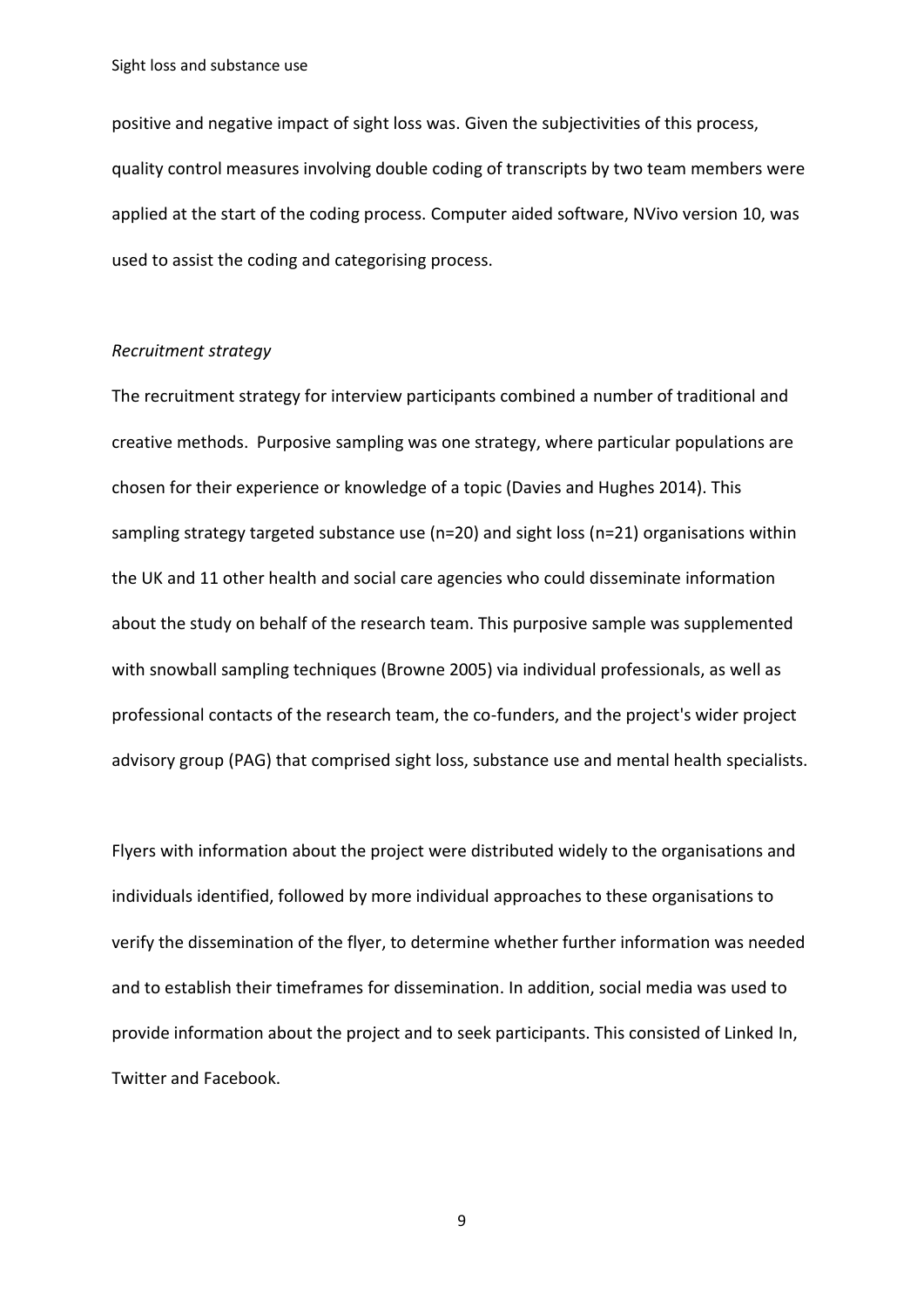positive and negative impact of sight loss was. Given the subjectivities of this process, quality control measures involving double coding of transcripts by two team members were applied at the start of the coding process. Computer aided software, NVivo version 10, was used to assist the coding and categorising process.

*Recruitment strategy*

The recruitment strategy for interview participants combined a number of traditional and creative methods. Purposive sampling was one strategy, where particular populations are chosen for their experience or knowledge of a topic (Davies and Hughes 2014). This sampling strategy targeted substance use (n=20) and sight loss (n=21) organisations within the UK and 11 other health and social care agencies who could disseminate information about the study on behalf of the research team. This purposive sample was supplemented with snowball sampling techniques (Browne 2005) via individual professionals, as well as professional contacts of the research team, the co-funders, and the project's wider project advisory group (PAG) that comprised sight loss, substance use and mental health specialists.

Flyers with information about the project were distributed widely to the organisations and individuals identified, followed by more individual approaches to these organisations to verify the dissemination of the flyer, to determine whether further information was needed and to establish their timeframes for dissemination. In addition, social media was used to provide information about the project and to seek participants. This consisted of Linked In, Twitter and Facebook.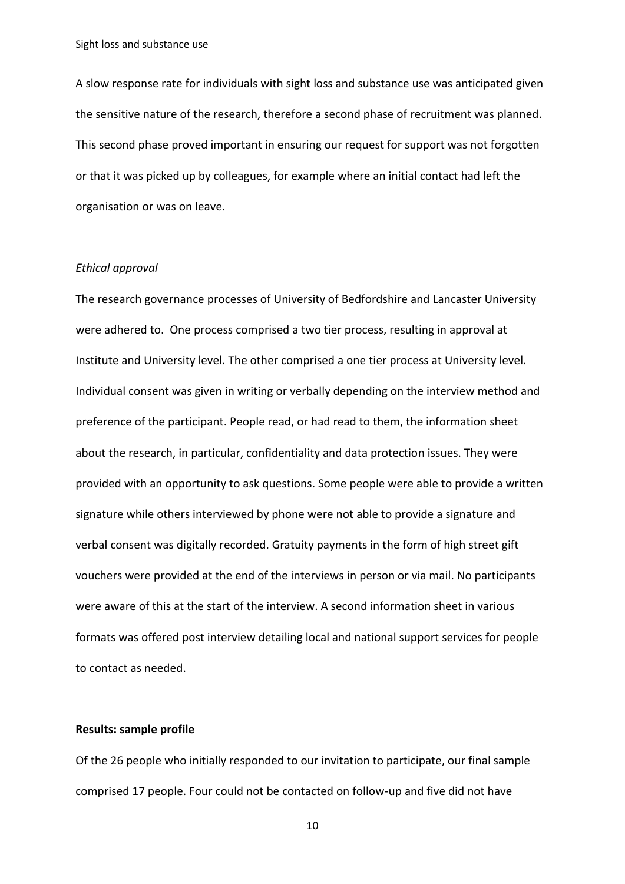A slow response rate for individuals with sight loss and substance use was anticipated given the sensitive nature of the research, therefore a second phase of recruitment was planned. This second phase proved important in ensuring our request for support was not forgotten or that it was picked up by colleagues, for example where an initial contact had left the organisation or was on leave.

*Ethical approval*

The research governance processes of University of Bedfordshire and Lancaster University were adhered to. One process comprised a two tier process, resulting in approval at Institute and University level. The other comprised a one tier process at University level. Individual consent was given in writing or verbally depending on the interview method and preference of the participant. People read, or had read to them, the information sheet about the research, in particular, confidentiality and data protection issues. They were provided with an opportunity to ask questions. Some people were able to provide a written signature while others interviewed by phone were not able to provide a signature and verbal consent was digitally recorded. Gratuity payments in the form of high street gift vouchers were provided at the end of the interviews in person or via mail. No participants were aware of this at the start of the interview. A second information sheet in various formats was offered post interview detailing local and national support services for people to contact as needed.

**Results: sample profile**

Of the 26 people who initially responded to our invitation to participate, our final sample comprised 17 people. Four could not be contacted on follow-up and five did not have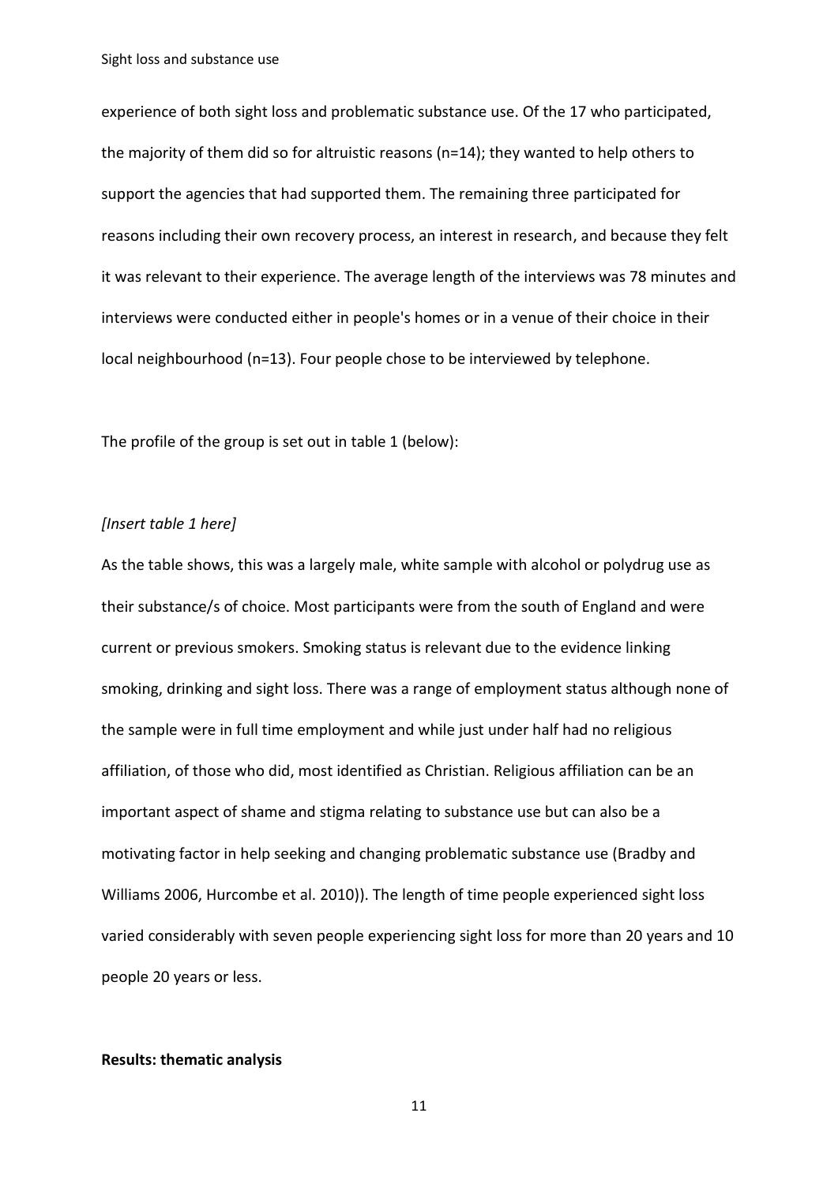experience of both sight loss and problematic substance use. Of the 17 who participated, the majority of them did so for altruistic reasons (n=14); they wanted to help others to support the agencies that had supported them. The remaining three participated for reasons including their own recovery process, an interest in research, and because they felt it was relevant to their experience. The average length of the interviews was 78 minutes and interviews were conducted either in people's homes or in a venue of their choice in their local neighbourhood (n=13). Four people chose to be interviewed by telephone.

The profile of the group is set out in table 1 (below):

*[Insert table 1 here]*

As the table shows, this was a largely male, white sample with alcohol or polydrug use as their substance/s of choice. Most participants were from the south of England and were current or previous smokers. Smoking status is relevant due to the evidence linking smoking, drinking and sight loss. There was a range of employment status although none of the sample were in full time employment and while just under half had no religious affiliation, of those who did, most identified as Christian. Religious affiliation can be an important aspect of shame and stigma relating to substance use but can also be a motivating factor in help seeking and changing problematic substance use (Bradby and Williams 2006, Hurcombe et al. 2010)). The length of time people experienced sight loss varied considerably with seven people experiencing sight loss for more than 20 years and 10 people 20 years or less.

**Results: thematic analysis**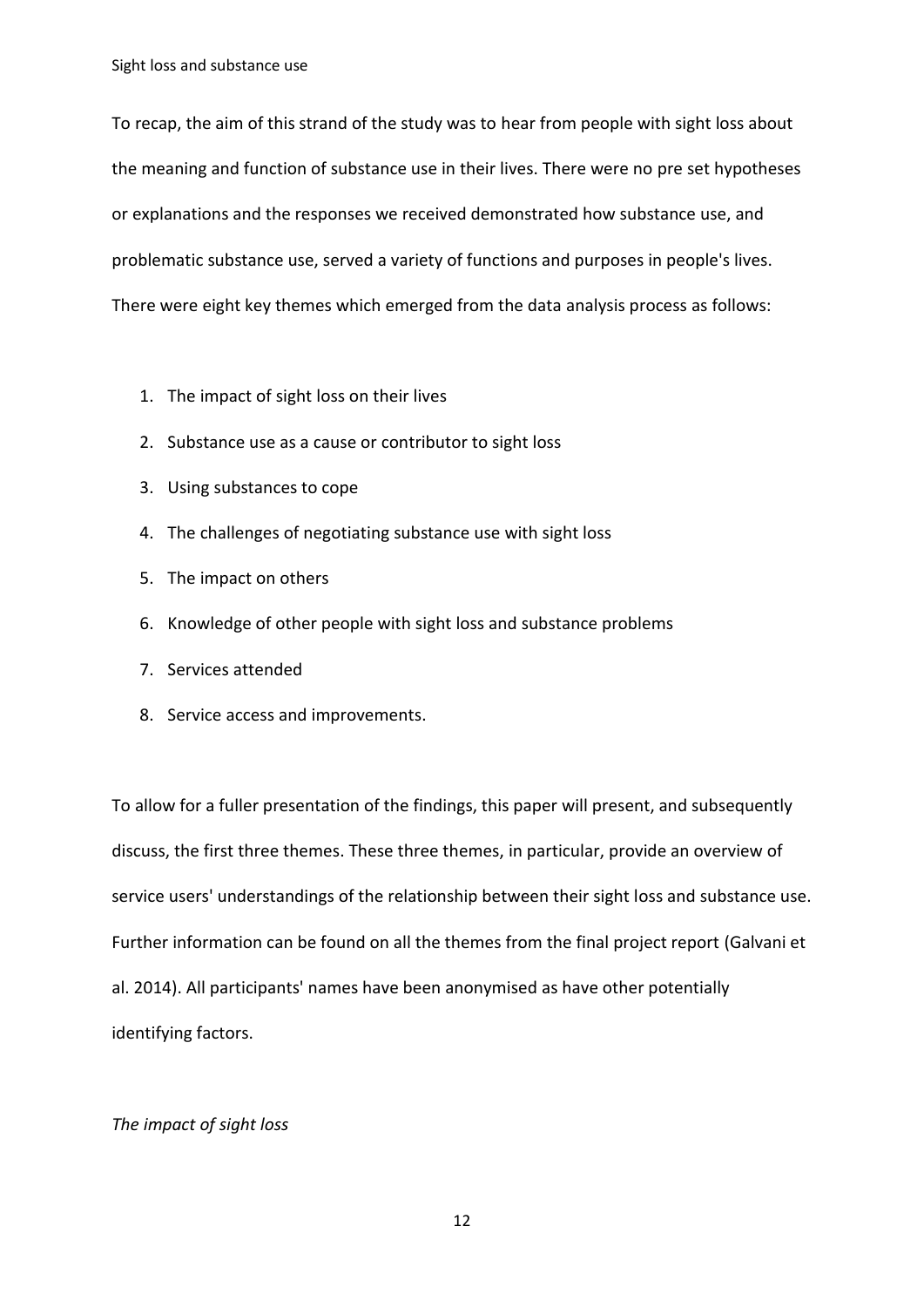To recap, the aim of this strand of the study was to hear from people with sight loss about the meaning and function of substance use in their lives. There were no pre set hypotheses or explanations and the responses we received demonstrated how substance use, and problematic substance use, served a variety of functions and purposes in people's lives. There were eight key themes which emerged from the data analysis process as follows:

1. The impact of sight loss on their lives
2. Substance use as a cause or contributor to sight loss
3. Using substances to cope
4. The challenges of negotiating substance use with sight loss
5. The impact on others
6. Knowledge of other people with sight loss and substance problems
7. Services attended
8. Service access and improvements.

To allow for a fuller presentation of the findings, this paper will present, and subsequently discuss, the first three themes. These three themes, in particular, provide an overview of service users' understandings of the relationship between their sight loss and substance use. Further information can be found on all the themes from the final project report (Galvani et al. 2014). All participants' names have been anonymised as have other potentially identifying factors.

*The impact of sight loss*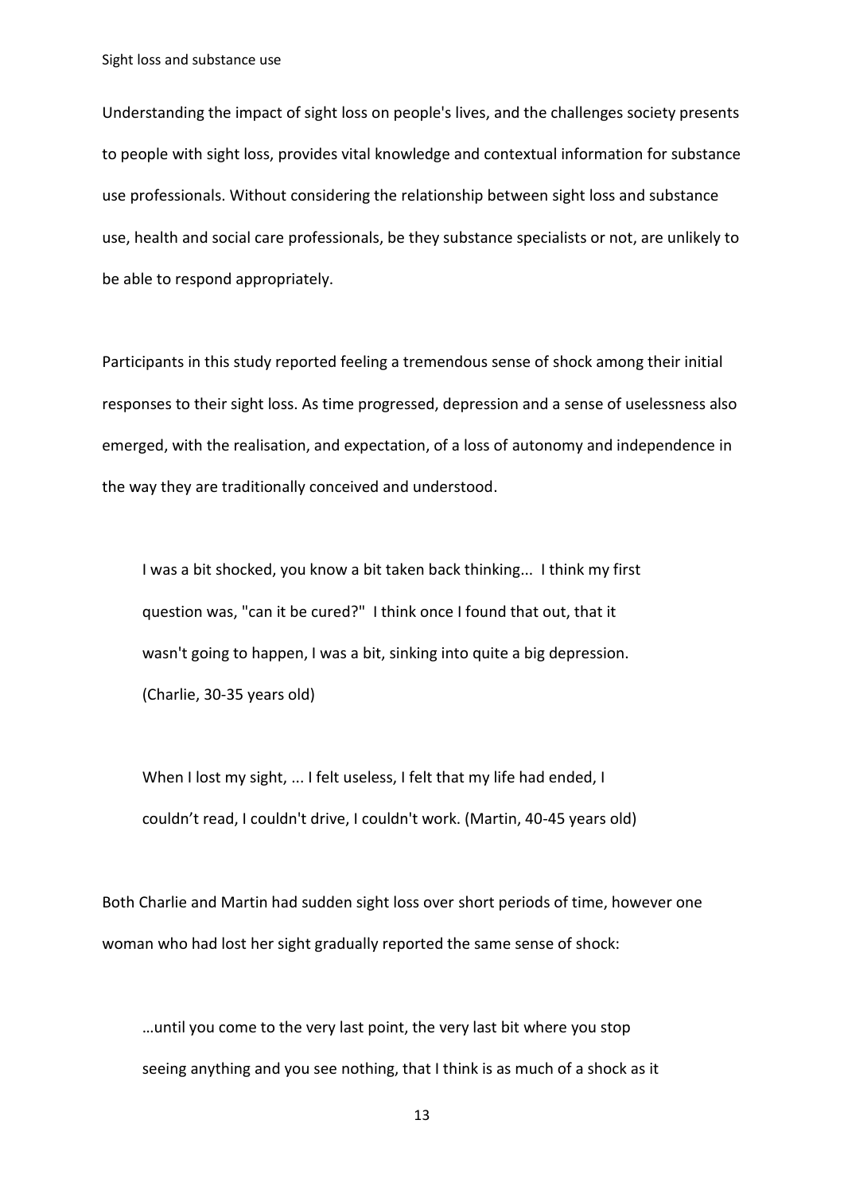Understanding the impact of sight loss on people's lives, and the challenges society presents to people with sight loss, provides vital knowledge and contextual information for substance use professionals. Without considering the relationship between sight loss and substance use, health and social care professionals, be they substance specialists or not, are unlikely to be able to respond appropriately.

Participants in this study reported feeling a tremendous sense of shock among their initial responses to their sight loss. As time progressed, depression and a sense of uselessness also emerged, with the realisation, and expectation, of a loss of autonomy and independence in the way they are traditionally conceived and understood.

> I was a bit shocked, you know a bit taken back thinking... I think my first question was, "can it be cured?" I think once I found that out, that it wasn't going to happen, I was a bit, sinking into quite a big depression. (Charlie, 30-35 years old)

> When I lost my sight, ... I felt useless, I felt that my life had ended, I couldn't read, I couldn't drive, I couldn't work. (Martin, 40-45 years old)

Both Charlie and Martin had sudden sight loss over short periods of time, however one woman who had lost her sight gradually reported the same sense of shock:

> …until you come to the very last point, the very last bit where you stop seeing anything and you see nothing, that I think is as much of a shock as it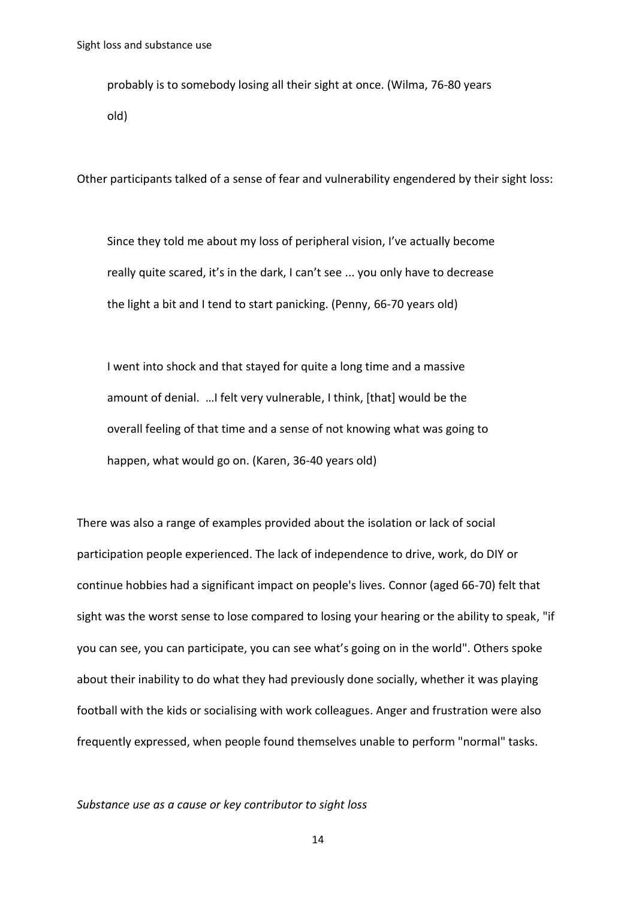> probably is to somebody losing all their sight at once. (Wilma, 76-80 years old)

Other participants talked of a sense of fear and vulnerability engendered by their sight loss:

> Since they told me about my loss of peripheral vision, I've actually become really quite scared, it's in the dark, I can't see ... you only have to decrease the light a bit and I tend to start panicking. (Penny, 66-70 years old)

> I went into shock and that stayed for quite a long time and a massive amount of denial. …I felt very vulnerable, I think, [that] would be the overall feeling of that time and a sense of not knowing what was going to happen, what would go on. (Karen, 36-40 years old)

There was also a range of examples provided about the isolation or lack of social participation people experienced. The lack of independence to drive, work, do DIY or continue hobbies had a significant impact on people's lives. Connor (aged 66-70) felt that sight was the worst sense to lose compared to losing your hearing or the ability to speak, "if you can see, you can participate, you can see what's going on in the world". Others spoke about their inability to do what they had previously done socially, whether it was playing football with the kids or socialising with work colleagues. Anger and frustration were also frequently expressed, when people found themselves unable to perform "normal" tasks.

*Substance use as a cause or key contributor to sight loss*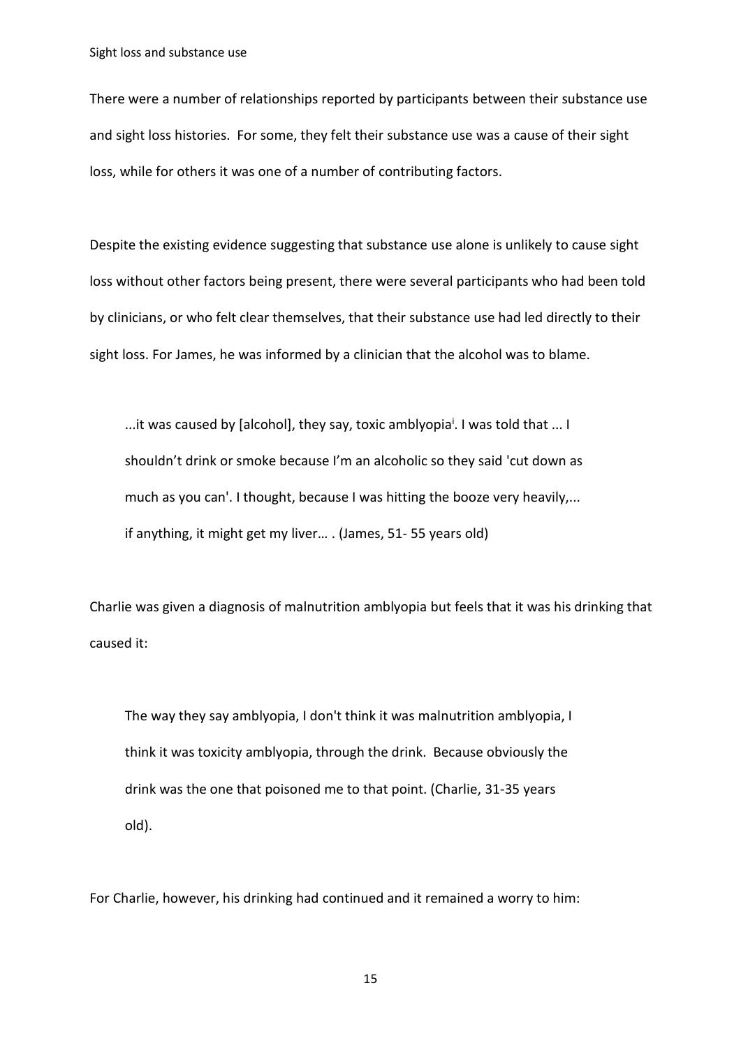There were a number of relationships reported by participants between their substance use and sight loss histories. For some, they felt their substance use was a cause of their sight loss, while for others it was one of a number of contributing factors.

Despite the existing evidence suggesting that substance use alone is unlikely to cause sight loss without other factors being present, there were several participants who had been told by clinicians, or who felt clear themselves, that their substance use had led directly to their sight loss. For James, he was informed by a clinician that the alcohol was to blame.

> ...it was caused by [alcohol], they say, toxic amblyopia[i]. I was told that ... I shouldn't drink or smoke because I'm an alcoholic so they said 'cut down as much as you can'. I thought, because I was hitting the booze very heavily,... if anything, it might get my liver… . (James, 51- 55 years old)

Charlie was given a diagnosis of malnutrition amblyopia but feels that it was his drinking that caused it:

> The way they say amblyopia, I don't think it was malnutrition amblyopia, I think it was toxicity amblyopia, through the drink. Because obviously the drink was the one that poisoned me to that point. (Charlie, 31-35 years old).

For Charlie, however, his drinking had continued and it remained a worry to him: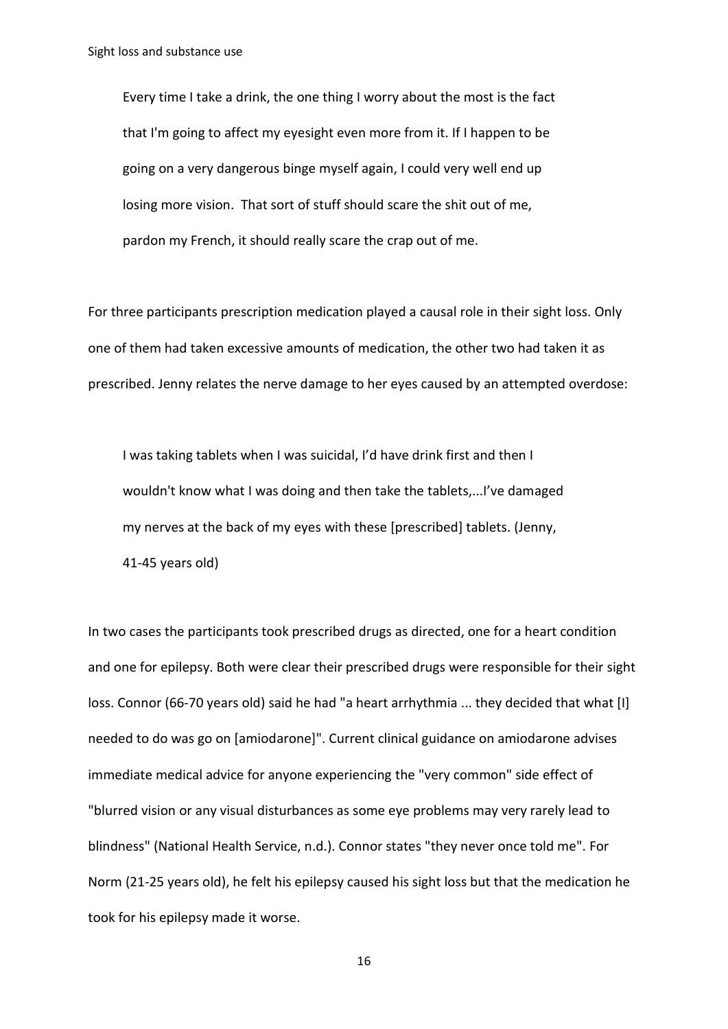> Every time I take a drink, the one thing I worry about the most is the fact that I'm going to affect my eyesight even more from it. If I happen to be going on a very dangerous binge myself again, I could very well end up losing more vision. That sort of stuff should scare the shit out of me, pardon my French, it should really scare the crap out of me.

For three participants prescription medication played a causal role in their sight loss. Only one of them had taken excessive amounts of medication, the other two had taken it as prescribed. Jenny relates the nerve damage to her eyes caused by an attempted overdose:

> I was taking tablets when I was suicidal, I'd have drink first and then I wouldn't know what I was doing and then take the tablets,...I've damaged my nerves at the back of my eyes with these [prescribed] tablets. (Jenny, 41-45 years old)

In two cases the participants took prescribed drugs as directed, one for a heart condition and one for epilepsy. Both were clear their prescribed drugs were responsible for their sight loss. Connor (66-70 years old) said he had "a heart arrhythmia ... they decided that what [I] needed to do was go on [amiodarone]". Current clinical guidance on amiodarone advises immediate medical advice for anyone experiencing the "very common" side effect of "blurred vision or any visual disturbances as some eye problems may very rarely lead to blindness" (National Health Service, n.d.). Connor states "they never once told me". For Norm (21-25 years old), he felt his epilepsy caused his sight loss but that the medication he took for his epilepsy made it worse.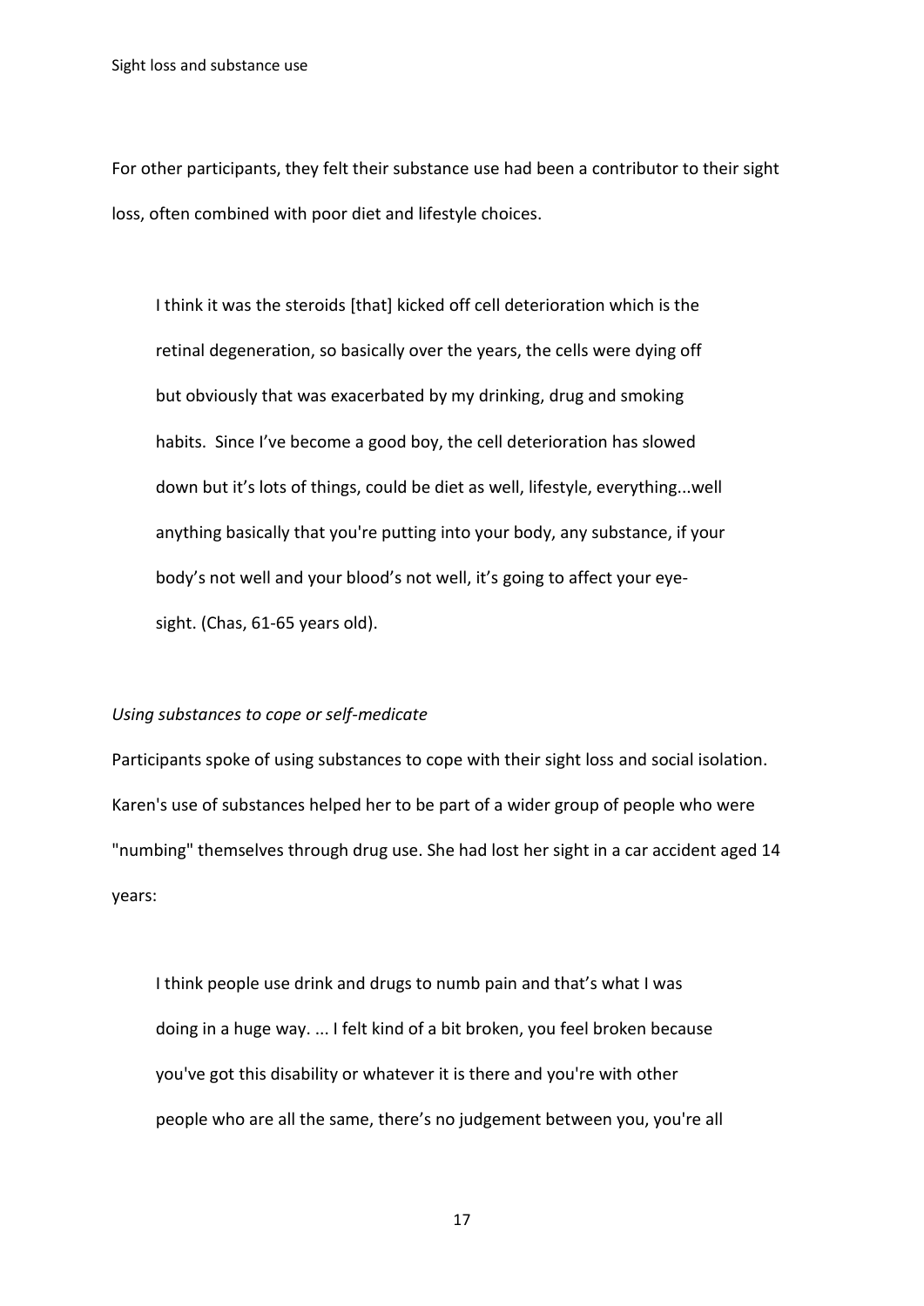For other participants, they felt their substance use had been a contributor to their sight loss, often combined with poor diet and lifestyle choices.

> I think it was the steroids [that] kicked off cell deterioration which is the retinal degeneration, so basically over the years, the cells were dying off but obviously that was exacerbated by my drinking, drug and smoking habits. Since I've become a good boy, the cell deterioration has slowed down but it's lots of things, could be diet as well, lifestyle, everything...well anything basically that you're putting into your body, any substance, if your body's not well and your blood's not well, it's going to affect your eye-sight. (Chas, 61-65 years old).

*Using substances to cope or self-medicate*

Participants spoke of using substances to cope with their sight loss and social isolation. Karen's use of substances helped her to be part of a wider group of people who were "numbing" themselves through drug use. She had lost her sight in a car accident aged 14 years:

> I think people use drink and drugs to numb pain and that's what I was doing in a huge way. ... I felt kind of a bit broken, you feel broken because you've got this disability or whatever it is there and you're with other people who are all the same, there's no judgement between you, you're all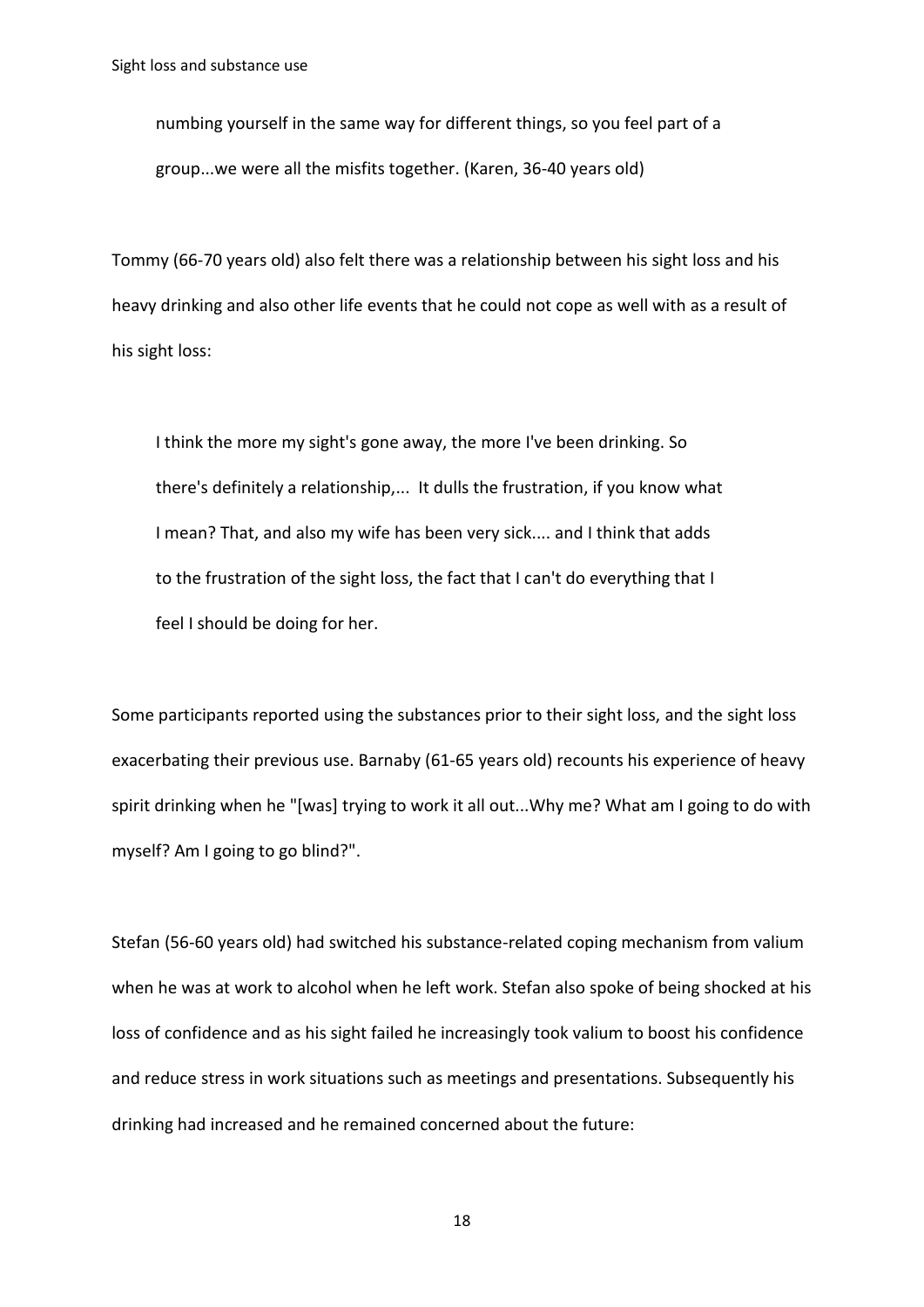> numbing yourself in the same way for different things, so you feel part of a group...we were all the misfits together. (Karen, 36-40 years old)

Tommy (66-70 years old) also felt there was a relationship between his sight loss and his heavy drinking and also other life events that he could not cope as well with as a result of his sight loss:

> I think the more my sight's gone away, the more I've been drinking. So there's definitely a relationship,... It dulls the frustration, if you know what I mean? That, and also my wife has been very sick.... and I think that adds to the frustration of the sight loss, the fact that I can't do everything that I feel I should be doing for her.

Some participants reported using the substances prior to their sight loss, and the sight loss exacerbating their previous use. Barnaby (61-65 years old) recounts his experience of heavy spirit drinking when he "[was] trying to work it all out...Why me? What am I going to do with myself? Am I going to go blind?".

Stefan (56-60 years old) had switched his substance-related coping mechanism from valium when he was at work to alcohol when he left work. Stefan also spoke of being shocked at his loss of confidence and as his sight failed he increasingly took valium to boost his confidence and reduce stress in work situations such as meetings and presentations. Subsequently his drinking had increased and he remained concerned about the future: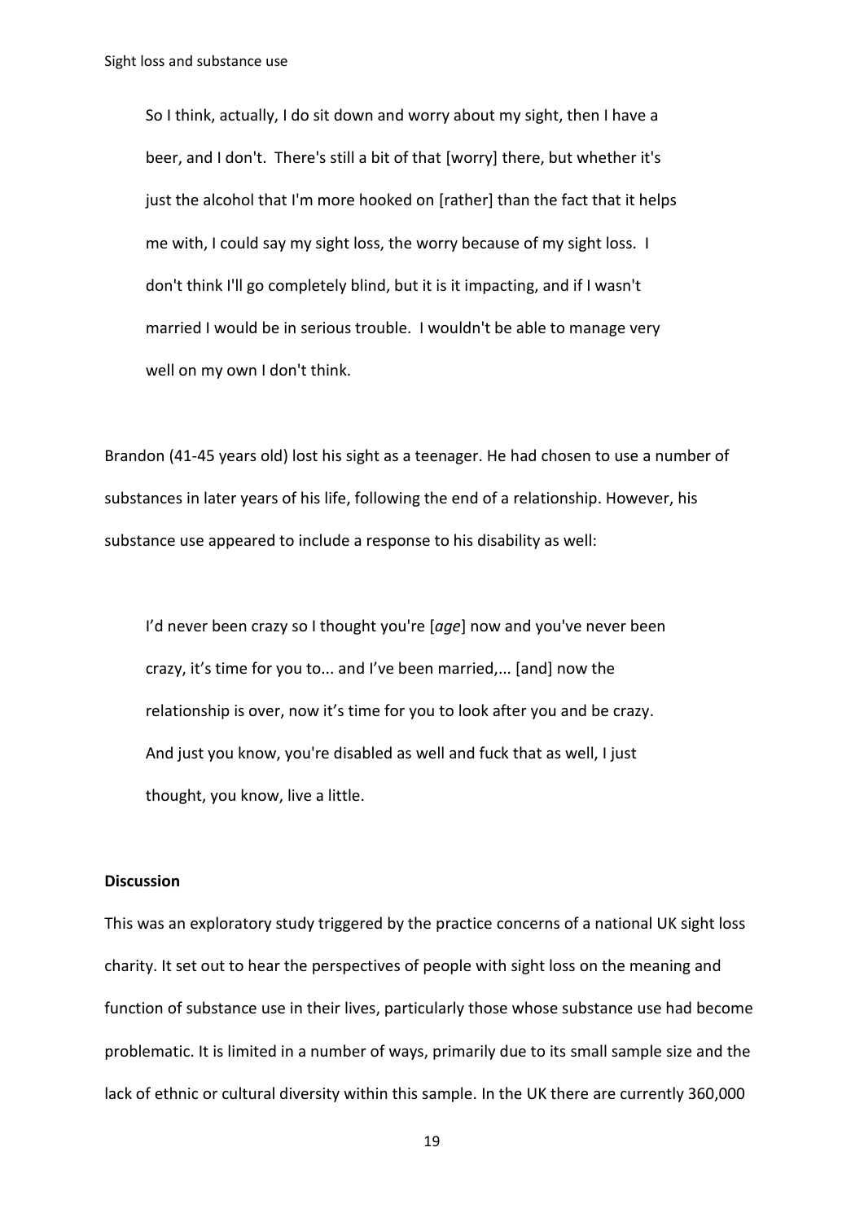> So I think, actually, I do sit down and worry about my sight, then I have a beer, and I don't. There's still a bit of that [worry] there, but whether it's just the alcohol that I'm more hooked on [rather] than the fact that it helps me with, I could say my sight loss, the worry because of my sight loss. I don't think I'll go completely blind, but it is it impacting, and if I wasn't married I would be in serious trouble. I wouldn't be able to manage very well on my own I don't think.

Brandon (41-45 years old) lost his sight as a teenager. He had chosen to use a number of substances in later years of his life, following the end of a relationship. However, his substance use appeared to include a response to his disability as well:

> I'd never been crazy so I thought you're [*age*] now and you've never been crazy, it's time for you to... and I've been married,... [and] now the relationship is over, now it's time for you to look after you and be crazy. And just you know, you're disabled as well and fuck that as well, I just thought, you know, live a little.

**Discussion**

This was an exploratory study triggered by the practice concerns of a national UK sight loss charity. It set out to hear the perspectives of people with sight loss on the meaning and function of substance use in their lives, particularly those whose substance use had become problematic. It is limited in a number of ways, primarily due to its small sample size and the lack of ethnic or cultural diversity within this sample. In the UK there are currently 360,000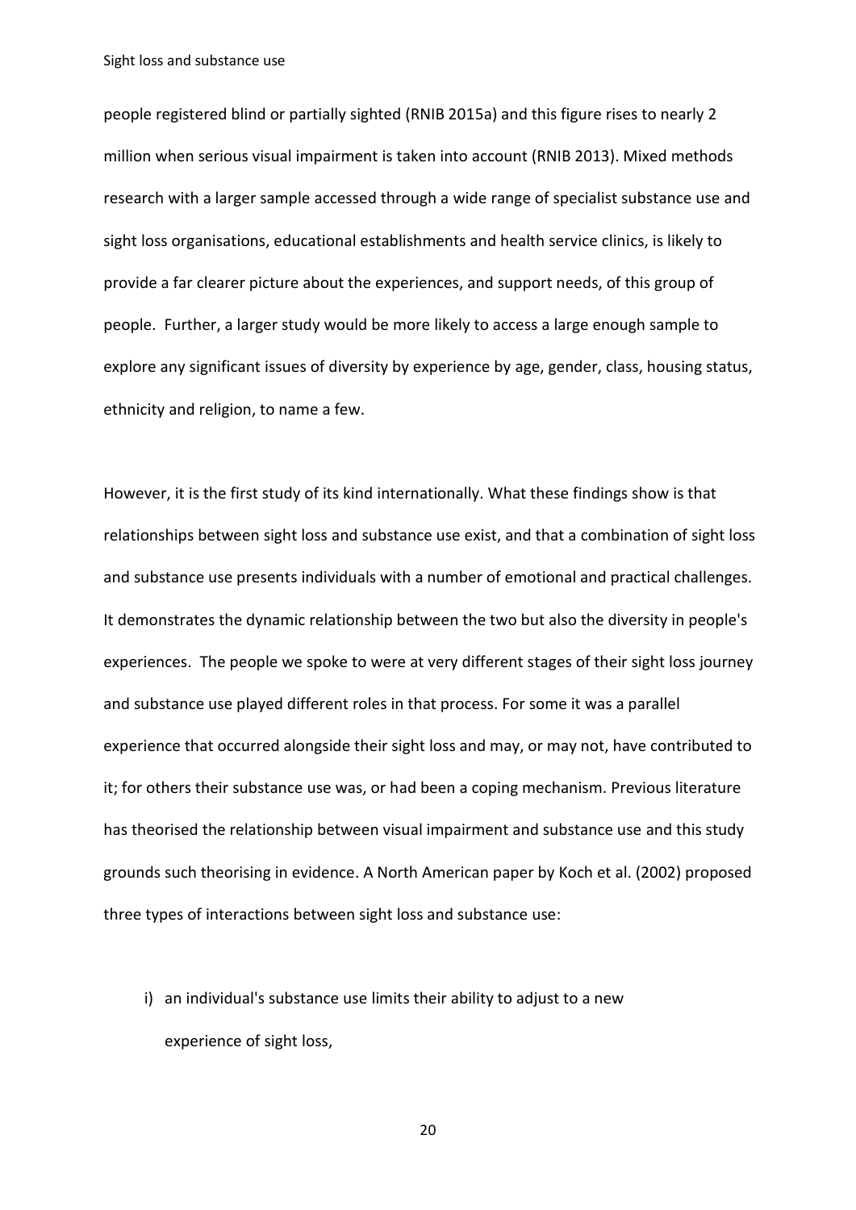people registered blind or partially sighted (RNIB 2015a) and this figure rises to nearly 2 million when serious visual impairment is taken into account (RNIB 2013). Mixed methods research with a larger sample accessed through a wide range of specialist substance use and sight loss organisations, educational establishments and health service clinics, is likely to provide a far clearer picture about the experiences, and support needs, of this group of people. Further, a larger study would be more likely to access a large enough sample to explore any significant issues of diversity by experience by age, gender, class, housing status, ethnicity and religion, to name a few.

However, it is the first study of its kind internationally. What these findings show is that relationships between sight loss and substance use exist, and that a combination of sight loss and substance use presents individuals with a number of emotional and practical challenges. It demonstrates the dynamic relationship between the two but also the diversity in people's experiences. The people we spoke to were at very different stages of their sight loss journey and substance use played different roles in that process. For some it was a parallel experience that occurred alongside their sight loss and may, or may not, have contributed to it; for others their substance use was, or had been a coping mechanism. Previous literature has theorised the relationship between visual impairment and substance use and this study grounds such theorising in evidence. A North American paper by Koch et al. (2002) proposed three types of interactions between sight loss and substance use:

i) an individual's substance use limits their ability to adjust to a new experience of sight loss,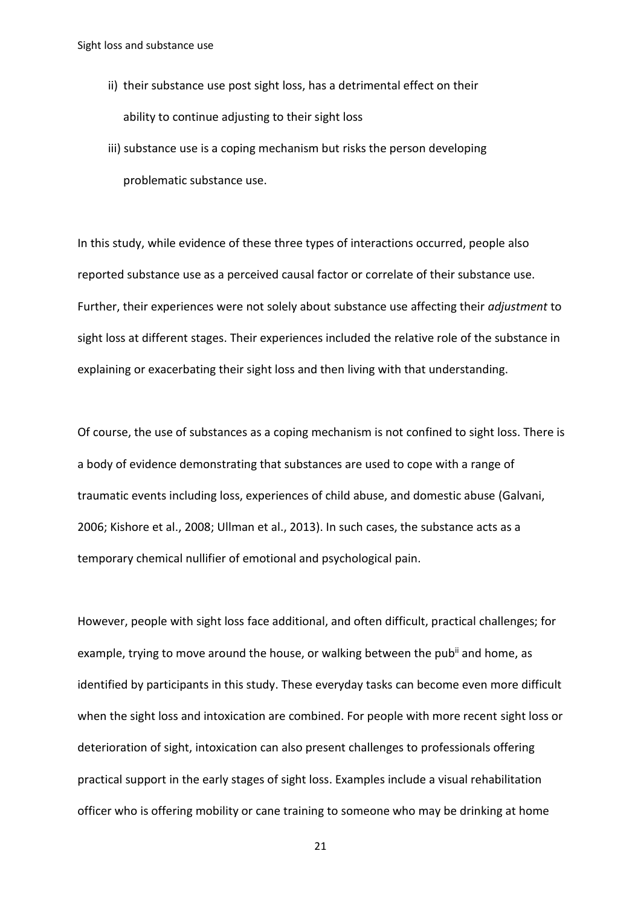ii) their substance use post sight loss, has a detrimental effect on their ability to continue adjusting to their sight loss

iii) substance use is a coping mechanism but risks the person developing problematic substance use.

In this study, while evidence of these three types of interactions occurred, people also reported substance use as a perceived causal factor or correlate of their substance use. Further, their experiences were not solely about substance use affecting their *adjustment* to sight loss at different stages. Their experiences included the relative role of the substance in explaining or exacerbating their sight loss and then living with that understanding.

Of course, the use of substances as a coping mechanism is not confined to sight loss. There is a body of evidence demonstrating that substances are used to cope with a range of traumatic events including loss, experiences of child abuse, and domestic abuse (Galvani, 2006; Kishore et al., 2008; Ullman et al., 2013). In such cases, the substance acts as a temporary chemical nullifier of emotional and psychological pain.

However, people with sight loss face additional, and often difficult, practical challenges; for example, trying to move around the house, or walking between the pub[ii] and home, as identified by participants in this study. These everyday tasks can become even more difficult when the sight loss and intoxication are combined. For people with more recent sight loss or deterioration of sight, intoxication can also present challenges to professionals offering practical support in the early stages of sight loss. Examples include a visual rehabilitation officer who is offering mobility or cane training to someone who may be drinking at home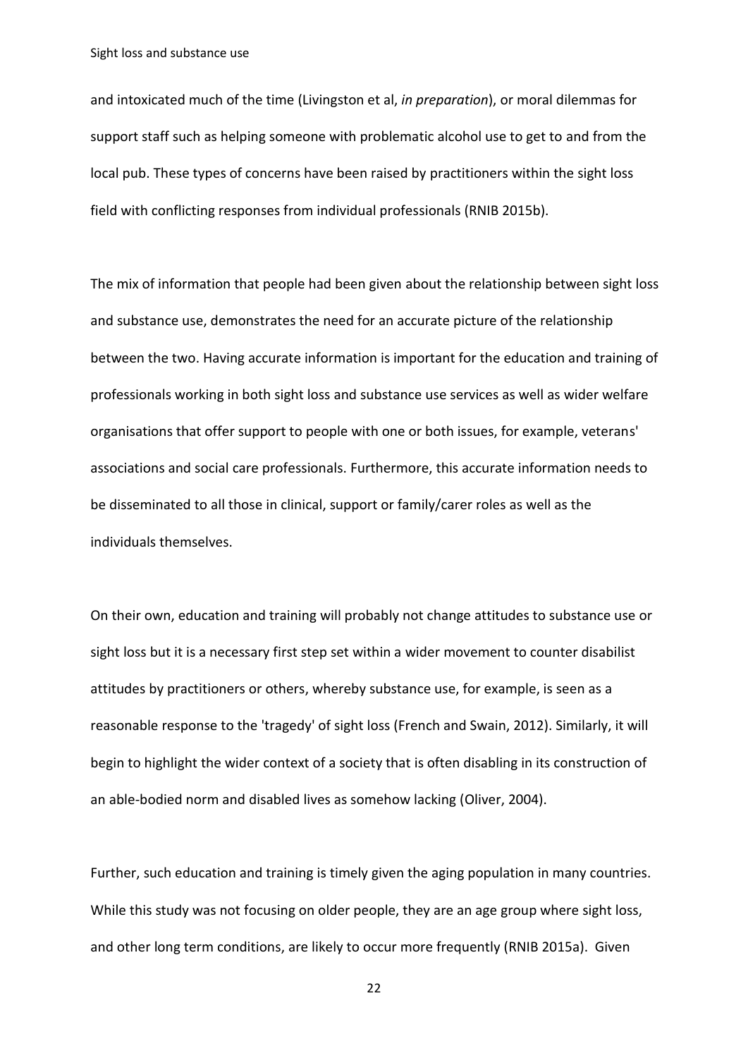and intoxicated much of the time (Livingston et al, *in preparation*), or moral dilemmas for support staff such as helping someone with problematic alcohol use to get to and from the local pub. These types of concerns have been raised by practitioners within the sight loss field with conflicting responses from individual professionals (RNIB 2015b).

The mix of information that people had been given about the relationship between sight loss and substance use, demonstrates the need for an accurate picture of the relationship between the two. Having accurate information is important for the education and training of professionals working in both sight loss and substance use services as well as wider welfare organisations that offer support to people with one or both issues, for example, veterans' associations and social care professionals. Furthermore, this accurate information needs to be disseminated to all those in clinical, support or family/carer roles as well as the individuals themselves.

On their own, education and training will probably not change attitudes to substance use or sight loss but it is a necessary first step set within a wider movement to counter disabilist attitudes by practitioners or others, whereby substance use, for example, is seen as a reasonable response to the 'tragedy' of sight loss (French and Swain, 2012). Similarly, it will begin to highlight the wider context of a society that is often disabling in its construction of an able-bodied norm and disabled lives as somehow lacking (Oliver, 2004).

Further, such education and training is timely given the aging population in many countries. While this study was not focusing on older people, they are an age group where sight loss, and other long term conditions, are likely to occur more frequently (RNIB 2015a). Given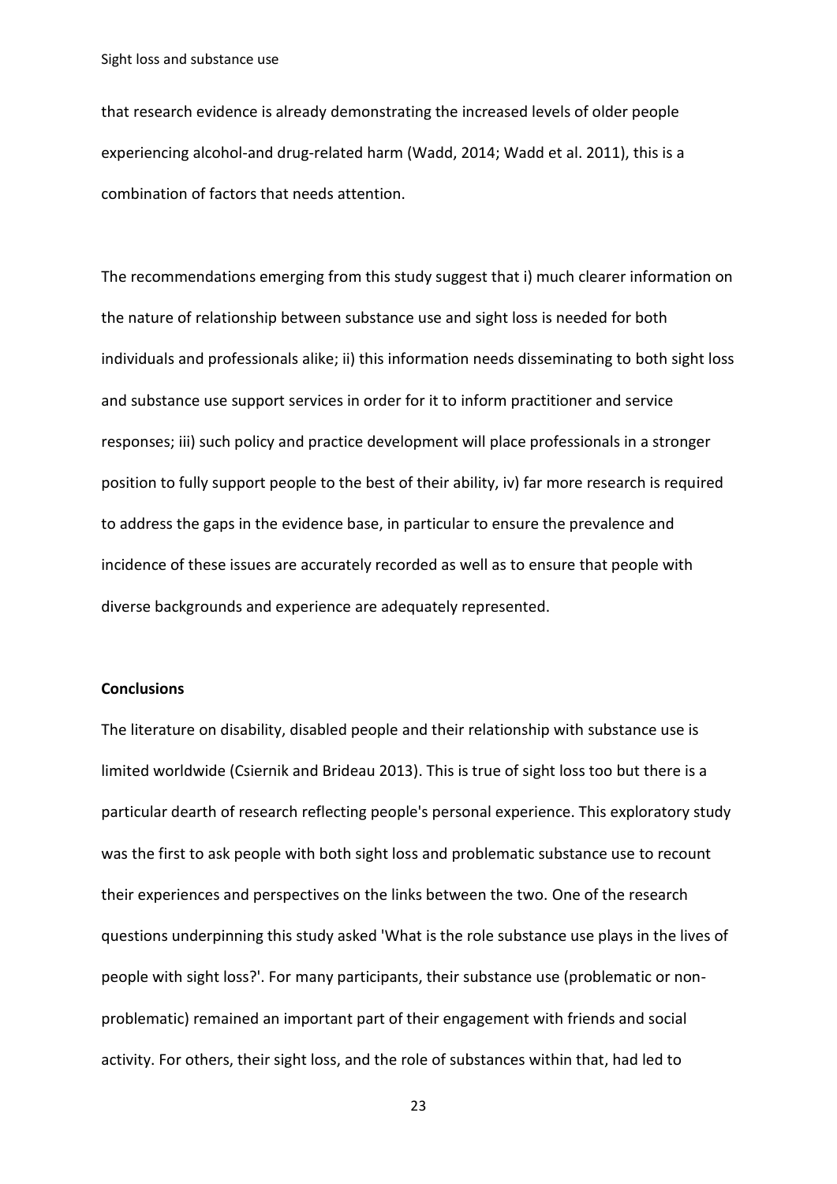that research evidence is already demonstrating the increased levels of older people experiencing alcohol-and drug-related harm (Wadd, 2014; Wadd et al. 2011), this is a combination of factors that needs attention.

The recommendations emerging from this study suggest that i) much clearer information on the nature of relationship between substance use and sight loss is needed for both individuals and professionals alike; ii) this information needs disseminating to both sight loss and substance use support services in order for it to inform practitioner and service responses; iii) such policy and practice development will place professionals in a stronger position to fully support people to the best of their ability, iv) far more research is required to address the gaps in the evidence base, in particular to ensure the prevalence and incidence of these issues are accurately recorded as well as to ensure that people with diverse backgrounds and experience are adequately represented.

**Conclusions**

The literature on disability, disabled people and their relationship with substance use is limited worldwide (Csiernik and Brideau 2013). This is true of sight loss too but there is a particular dearth of research reflecting people's personal experience. This exploratory study was the first to ask people with both sight loss and problematic substance use to recount their experiences and perspectives on the links between the two. One of the research questions underpinning this study asked 'What is the role substance use plays in the lives of people with sight loss?'. For many participants, their substance use (problematic or non-problematic) remained an important part of their engagement with friends and social activity. For others, their sight loss, and the role of substances within that, had led to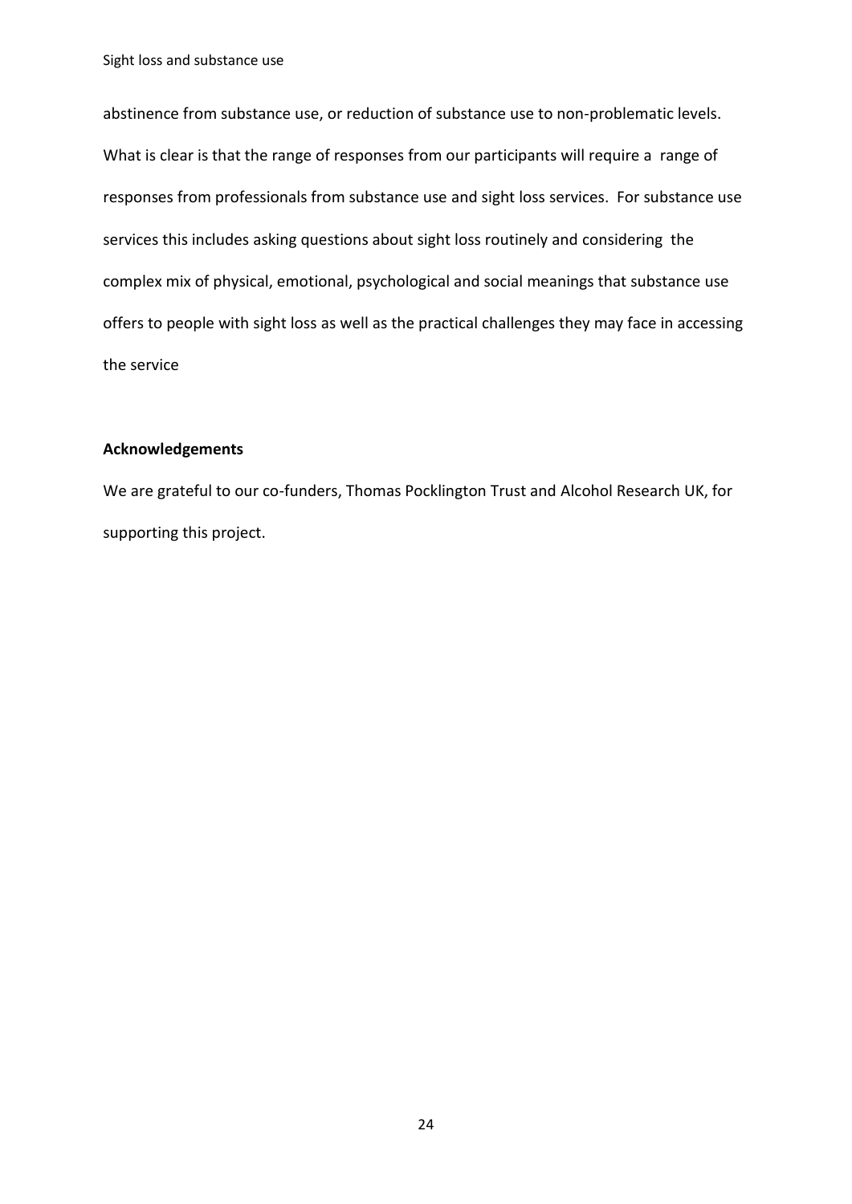abstinence from substance use, or reduction of substance use to non-problematic levels. What is clear is that the range of responses from our participants will require a range of responses from professionals from substance use and sight loss services. For substance use services this includes asking questions about sight loss routinely and considering the complex mix of physical, emotional, psychological and social meanings that substance use offers to people with sight loss as well as the practical challenges they may face in accessing the service

**Acknowledgements**

We are grateful to our co-funders, Thomas Pocklington Trust and Alcohol Research UK, for supporting this project.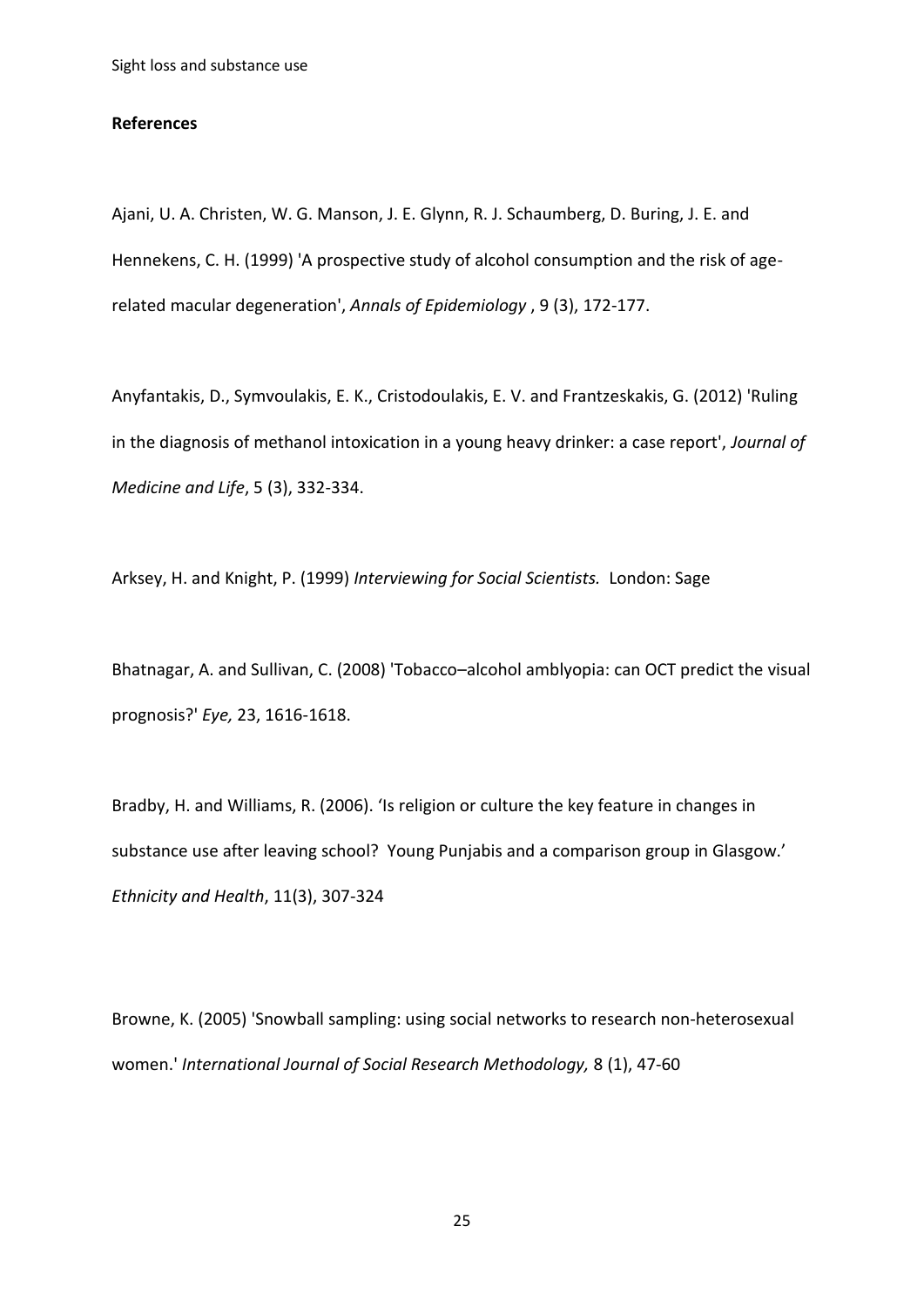**References**

Ajani, U. A. Christen, W. G. Manson, J. E. Glynn, R. J. Schaumberg, D. Buring, J. E. and Hennekens, C. H. (1999) 'A prospective study of alcohol consumption and the risk of age-related macular degeneration', *Annals of Epidemiology* , 9 (3), 172-177.

Anyfantakis, D., Symvoulakis, E. K., Cristodoulakis, E. V. and Frantzeskakis, G. (2012) 'Ruling in the diagnosis of methanol intoxication in a young heavy drinker: a case report', *Journal of Medicine and Life*, 5 (3), 332-334.

Arksey, H. and Knight, P. (1999) *Interviewing for Social Scientists.* London: Sage

Bhatnagar, A. and Sullivan, C. (2008) 'Tobacco–alcohol amblyopia: can OCT predict the visual prognosis?' *Eye,* 23, 1616-1618.

Bradby, H. and Williams, R. (2006). 'Is religion or culture the key feature in changes in substance use after leaving school? Young Punjabis and a comparison group in Glasgow.' *Ethnicity and Health*, 11(3), 307-324

Browne, K. (2005) 'Snowball sampling: using social networks to research non-heterosexual women.' *International Journal of Social Research Methodology,* 8 (1), 47-60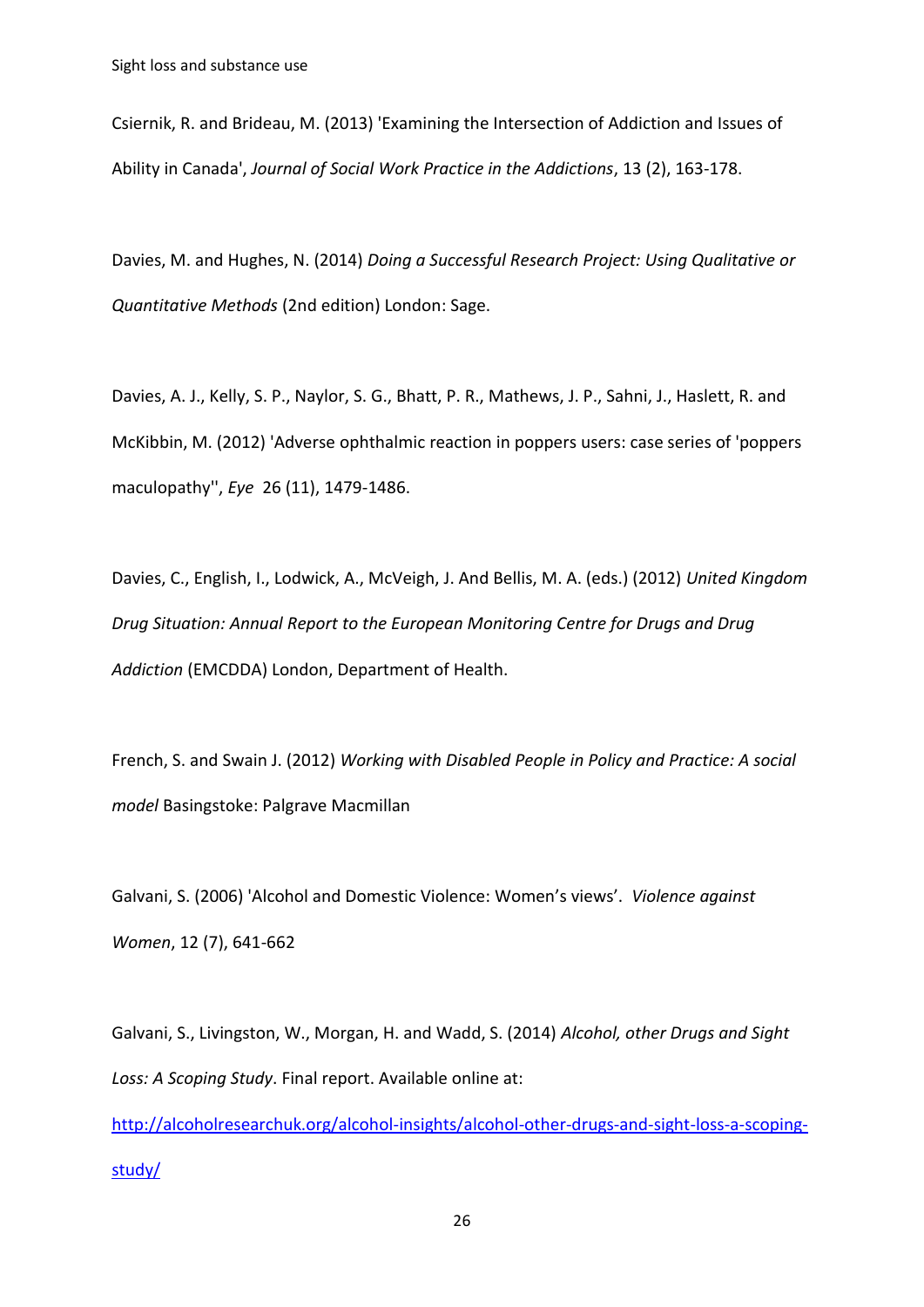Csiernik, R. and Brideau, M. (2013) 'Examining the Intersection of Addiction and Issues of Ability in Canada', *Journal of Social Work Practice in the Addictions*, 13 (2), 163-178.

Davies, M. and Hughes, N. (2014) *Doing a Successful Research Project: Using Qualitative or Quantitative Methods* (2nd edition) London: Sage.

Davies, A. J., Kelly, S. P., Naylor, S. G., Bhatt, P. R., Mathews, J. P., Sahni, J., Haslett, R. and McKibbin, M. (2012) 'Adverse ophthalmic reaction in poppers users: case series of 'poppers maculopathy'', *Eye* 26 (11), 1479-1486.

Davies, C., English, I., Lodwick, A., McVeigh, J. And Bellis, M. A. (eds.) (2012) *United Kingdom Drug Situation: Annual Report to the European Monitoring Centre for Drugs and Drug Addiction* (EMCDDA) London, Department of Health.

French, S. and Swain J. (2012) *Working with Disabled People in Policy and Practice: A social model* Basingstoke: Palgrave Macmillan

Galvani, S. (2006) 'Alcohol and Domestic Violence: Women's views'. *Violence against Women*, 12 (7), 641-662

Galvani, S., Livingston, W., Morgan, H. and Wadd, S. (2014) *Alcohol, other Drugs and Sight Loss: A Scoping Study*. Final report. Available online at: http://alcoholresearchuk.org/alcohol-insights/alcohol-other-drugs-and-sight-loss-a-scoping-study/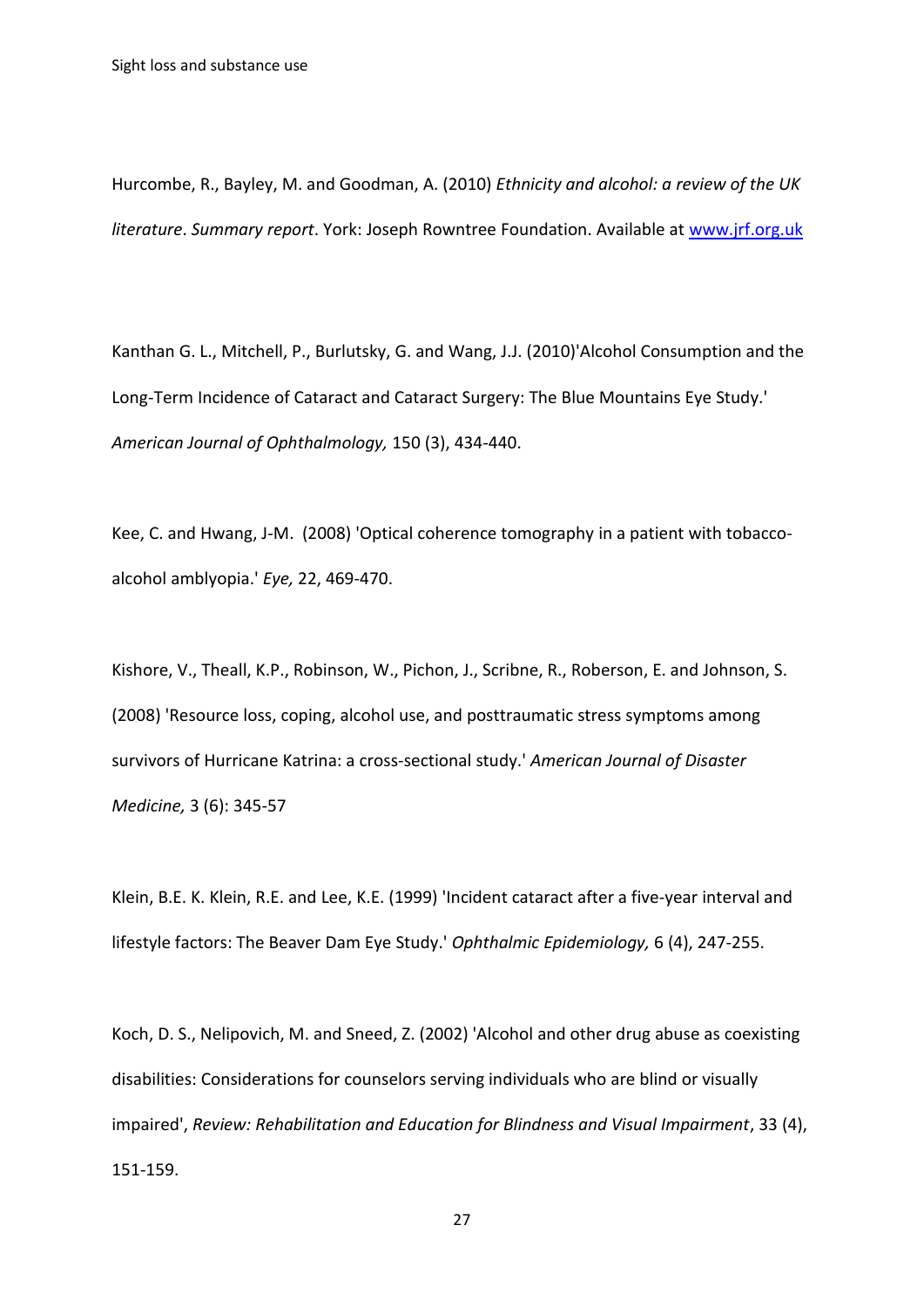Hurcombe, R., Bayley, M. and Goodman, A. (2010) *Ethnicity and alcohol: a review of the UK literature*. *Summary report*. York: Joseph Rowntree Foundation. Available at [www.jrf.org.uk](www.jrf.org.uk)

Kanthan G. L., Mitchell, P., Burlutsky, G. and Wang, J.J. (2010)'Alcohol Consumption and the Long-Term Incidence of Cataract and Cataract Surgery: The Blue Mountains Eye Study.' *American Journal of Ophthalmology,* 150 (3), 434-440.

Kee, C. and Hwang, J-M. (2008) 'Optical coherence tomography in a patient with tobacco-alcohol amblyopia.' *Eye,* 22, 469-470.

Kishore, V., Theall, K.P., Robinson, W., Pichon, J., Scribne, R., Roberson, E. and Johnson, S. (2008) 'Resource loss, coping, alcohol use, and posttraumatic stress symptoms among survivors of Hurricane Katrina: a cross-sectional study.' *American Journal of Disaster Medicine,* 3 (6): 345-57

Klein, B.E. K. Klein, R.E. and Lee, K.E. (1999) 'Incident cataract after a five-year interval and lifestyle factors: The Beaver Dam Eye Study.' *Ophthalmic Epidemiology,* 6 (4), 247-255.

Koch, D. S., Nelipovich, M. and Sneed, Z. (2002) 'Alcohol and other drug abuse as coexisting disabilities: Considerations for counselors serving individuals who are blind or visually impaired', *Review: Rehabilitation and Education for Blindness and Visual Impairment*, 33 (4), 151-159.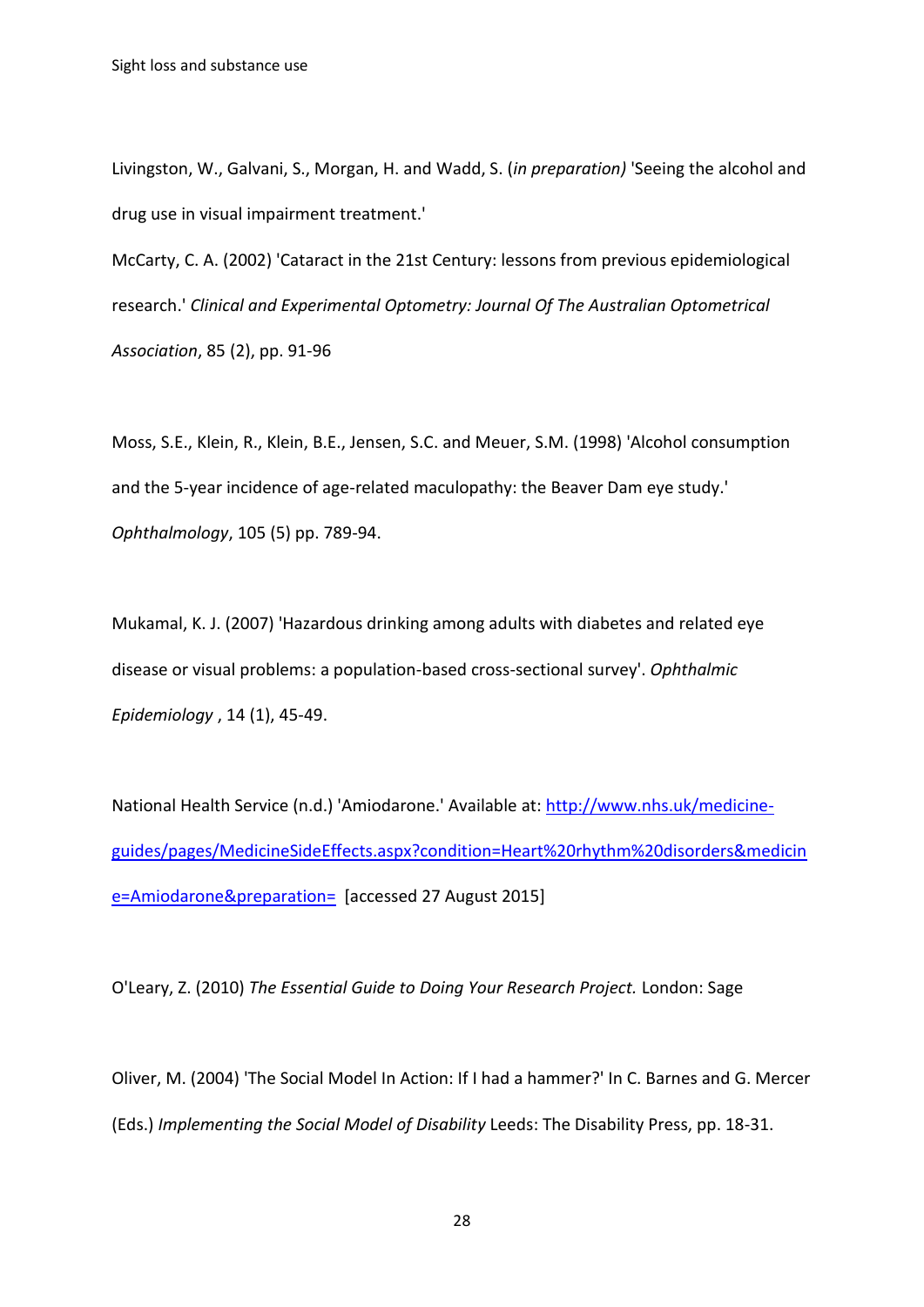Livingston, W., Galvani, S., Morgan, H. and Wadd, S. (*in preparation)* 'Seeing the alcohol and drug use in visual impairment treatment.'

McCarty, C. A. (2002) 'Cataract in the 21st Century: lessons from previous epidemiological research.' *Clinical and Experimental Optometry: Journal Of The Australian Optometrical Association*, 85 (2), pp. 91-96

Moss, S.E., Klein, R., Klein, B.E., Jensen, S.C. and Meuer, S.M. (1998) 'Alcohol consumption and the 5-year incidence of age-related maculopathy: the Beaver Dam eye study.' *Ophthalmology*, 105 (5) pp. 789-94.

Mukamal, K. J. (2007) 'Hazardous drinking among adults with diabetes and related eye disease or visual problems: a population-based cross-sectional survey'. *Ophthalmic Epidemiology* , 14 (1), 45-49.

National Health Service (n.d.) 'Amiodarone.' Available at: [http://www.nhs.uk/medicine-guides/pages/MedicineSideEffects.aspx?condition=Heart%20rhythm%20disorders&medicine=Amiodarone&preparation=](http://www.nhs.uk/medicine-guides/pages/MedicineSideEffects.aspx?condition=Heart%20rhythm%20disorders&medicine=Amiodarone&preparation=) [accessed 27 August 2015]

O'Leary, Z. (2010) *The Essential Guide to Doing Your Research Project.* London: Sage

Oliver, M. (2004) 'The Social Model In Action: If I had a hammer?' In C. Barnes and G. Mercer (Eds.) *Implementing the Social Model of Disability* Leeds: The Disability Press, pp. 18-31.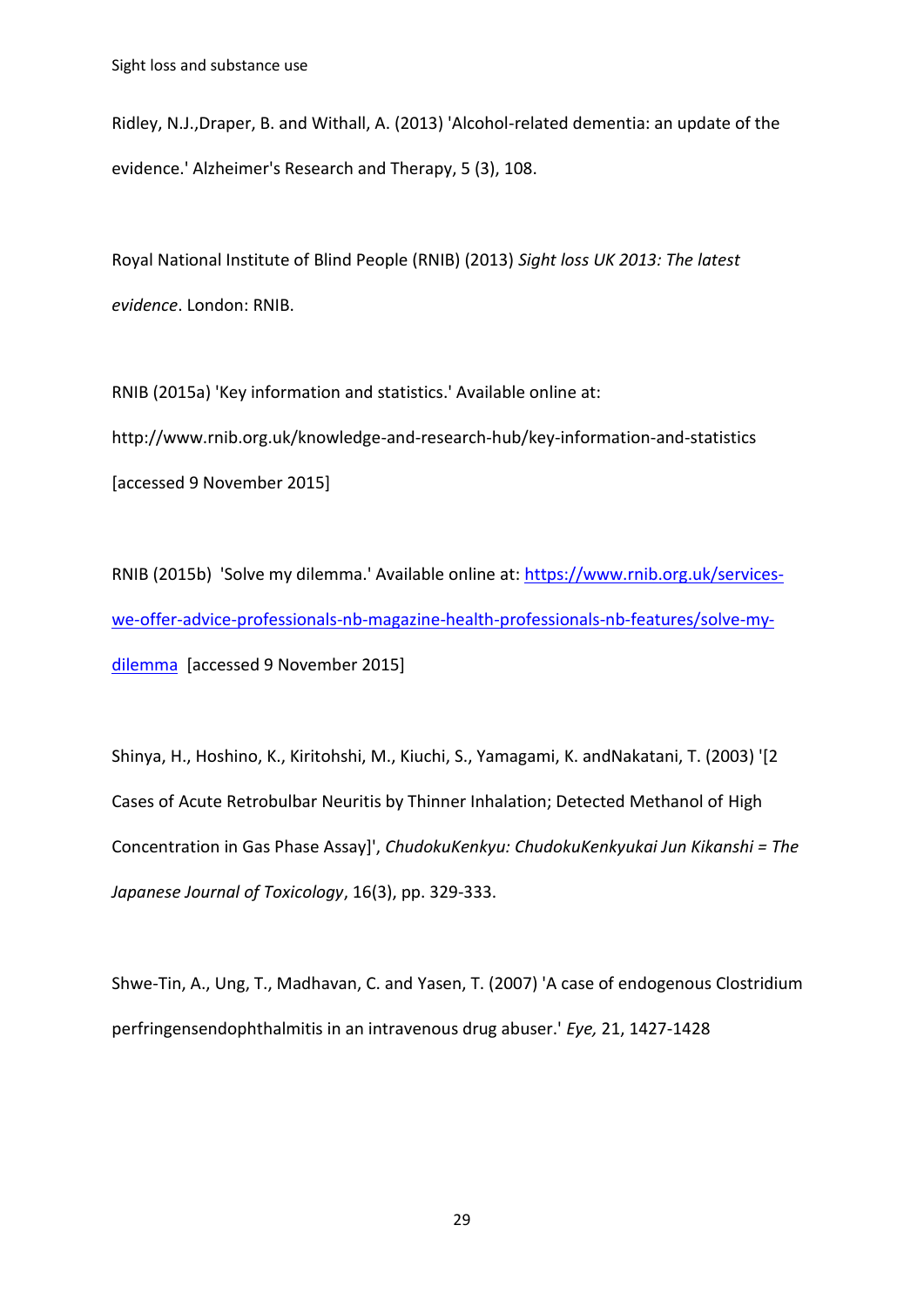Ridley, N.J.,Draper, B. and Withall, A. (2013) 'Alcohol-related dementia: an update of the evidence.' Alzheimer's Research and Therapy, 5 (3), 108.

Royal National Institute of Blind People (RNIB) (2013) *Sight loss UK 2013: The latest evidence*. London: RNIB.

RNIB (2015a) 'Key information and statistics.' Available online at: http://www.rnib.org.uk/knowledge-and-research-hub/key-information-and-statistics [accessed 9 November 2015]

RNIB (2015b) 'Solve my dilemma.' Available online at: [https://www.rnib.org.uk/services-we-offer-advice-professionals-nb-magazine-health-professionals-nb-features/solve-my-dilemma](https://www.rnib.org.uk/services-we-offer-advice-professionals-nb-magazine-health-professionals-nb-features/solve-my-dilemma) [accessed 9 November 2015]

Shinya, H., Hoshino, K., Kiritohshi, M., Kiuchi, S., Yamagami, K. andNakatani, T. (2003) '[2 Cases of Acute Retrobulbar Neuritis by Thinner Inhalation; Detected Methanol of High Concentration in Gas Phase Assay]', *ChudokuKenkyu: ChudokuKenkyukai Jun Kikanshi = The Japanese Journal of Toxicology*, 16(3), pp. 329-333.

Shwe-Tin, A., Ung, T., Madhavan, C. and Yasen, T. (2007) 'A case of endogenous Clostridium perfringensendophthalmitis in an intravenous drug abuser.' *Eye,* 21, 1427-1428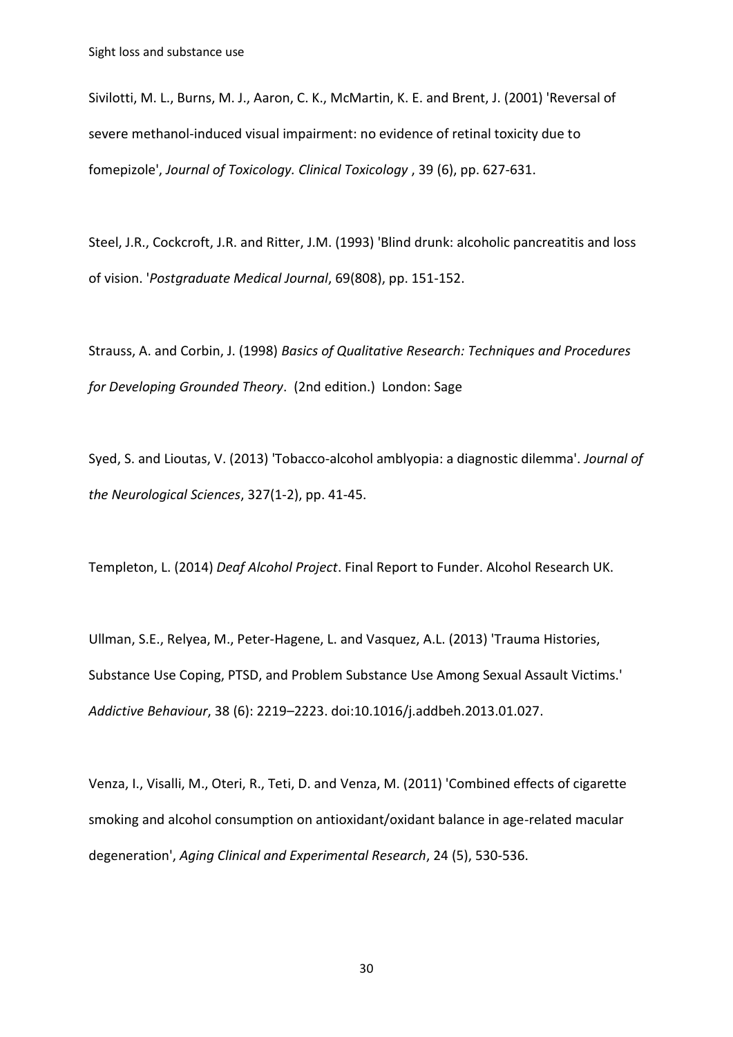Sivilotti, M. L., Burns, M. J., Aaron, C. K., McMartin, K. E. and Brent, J. (2001) 'Reversal of severe methanol-induced visual impairment: no evidence of retinal toxicity due to fomepizole', *Journal of Toxicology. Clinical Toxicology* , 39 (6), pp. 627-631.

Steel, J.R., Cockcroft, J.R. and Ritter, J.M. (1993) 'Blind drunk: alcoholic pancreatitis and loss of vision. '*Postgraduate Medical Journal*, 69(808), pp. 151-152.

Strauss, A. and Corbin, J. (1998) *Basics of Qualitative Research: Techniques and Procedures for Developing Grounded Theory*. (2nd edition.) London: Sage

Syed, S. and Lioutas, V. (2013) 'Tobacco-alcohol amblyopia: a diagnostic dilemma'. *Journal of the Neurological Sciences*, 327(1-2), pp. 41-45.

Templeton, L. (2014) *Deaf Alcohol Project*. Final Report to Funder. Alcohol Research UK.

Ullman, S.E., Relyea, M., Peter-Hagene, L. and Vasquez, A.L. (2013) 'Trauma Histories, Substance Use Coping, PTSD, and Problem Substance Use Among Sexual Assault Victims.' *Addictive Behaviour*, 38 (6): 2219–2223. doi:10.1016/j.addbeh.2013.01.027.

Venza, I., Visalli, M., Oteri, R., Teti, D. and Venza, M. (2011) 'Combined effects of cigarette smoking and alcohol consumption on antioxidant/oxidant balance in age-related macular degeneration', *Aging Clinical and Experimental Research*, 24 (5), 530-536.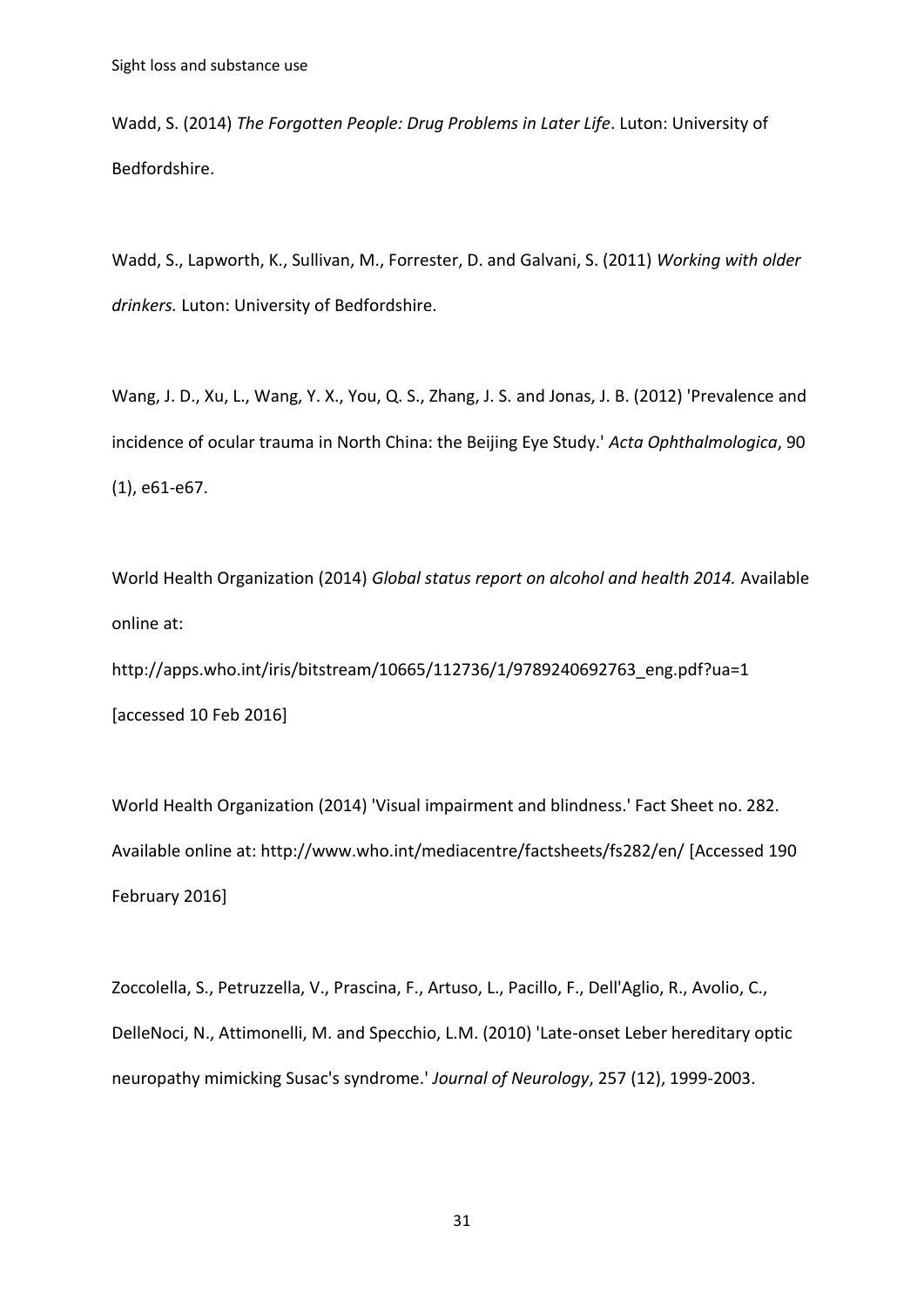Wadd, S. (2014) *The Forgotten People: Drug Problems in Later Life*. Luton: University of Bedfordshire.

Wadd, S., Lapworth, K., Sullivan, M., Forrester, D. and Galvani, S. (2011) *Working with older drinkers.* Luton: University of Bedfordshire.

Wang, J. D., Xu, L., Wang, Y. X., You, Q. S., Zhang, J. S. and Jonas, J. B. (2012) 'Prevalence and incidence of ocular trauma in North China: the Beijing Eye Study.' *Acta Ophthalmologica*, 90 (1), e61-e67.

World Health Organization (2014) *Global status report on alcohol and health 2014.* Available online at: http://apps.who.int/iris/bitstream/10665/112736/1/9789240692763_eng.pdf?ua=1 [accessed 10 Feb 2016]

World Health Organization (2014) 'Visual impairment and blindness.' Fact Sheet no. 282. Available online at: http://www.who.int/mediacentre/factsheets/fs282/en/ [Accessed 190 February 2016]

Zoccolella, S., Petruzzella, V., Prascina, F., Artuso, L., Pacillo, F., Dell'Aglio, R., Avolio, C., DelleNoci, N., Attimonelli, M. and Specchio, L.M. (2010) 'Late-onset Leber hereditary optic neuropathy mimicking Susac's syndrome.' *Journal of Neurology*, 257 (12), 1999-2003.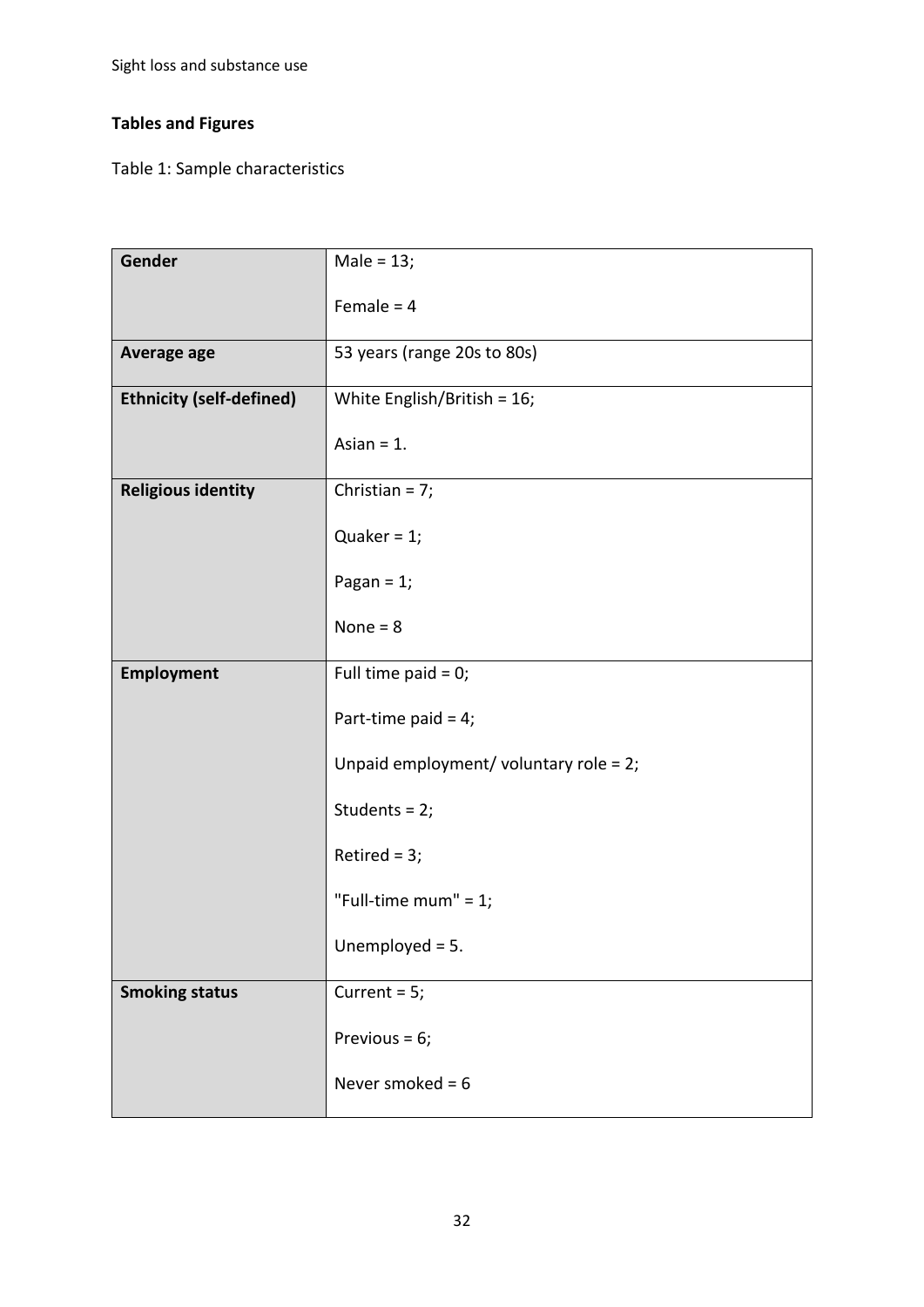## Tables and Figures

Table 1: Sample characteristics

| | |
|---|---|
| **Gender** | Male = 13;<br>Female = 4 |
| **Average age** | 53 years (range 20s to 80s) |
| **Ethnicity (self-defined)** | White English/British = 16;<br>Asian = 1. |
| **Religious identity** | Christian = 7;<br>Quaker = 1;<br>Pagan = 1;<br>None = 8 |
| **Employment** | Full time paid = 0;<br>Part-time paid = 4;<br>Unpaid employment/ voluntary role = 2;<br>Students = 2;<br>Retired = 3;<br>"Full-time mum" = 1;<br>Unemployed = 5. |
| **Smoking status** | Current = 5;<br>Previous = 6;<br>Never smoked = 6 |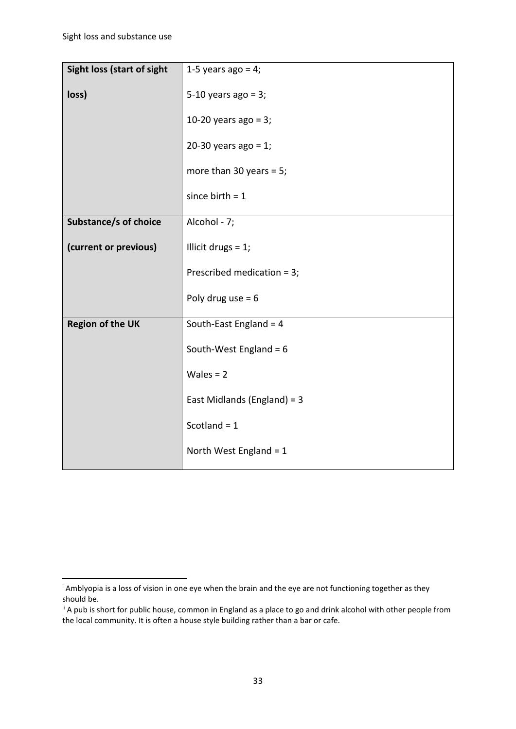| | |
|---|---|
| **Sight loss (start of sight loss)** | 1-5 years ago = 4;<br>5-10 years ago = 3;<br>10-20 years ago = 3;<br>20-30 years ago = 1;<br>more than 30 years = 5;<br>since birth = 1 |
| **Substance/s of choice (current or previous)** | Alcohol - 7;<br>Illicit drugs = 1;<br>Prescribed medication = 3;<br>Poly drug use = 6 |
| **Region of the UK** | South-East England = 4<br>South-West England = 6<br>Wales = 2<br>East Midlands (England) = 3<br>Scotland = 1<br>North West England = 1 |

[i] Amblyopia is a loss of vision in one eye when the brain and the eye are not functioning together as they should be.

[ii] A pub is short for public house, common in England as a place to go and drink alcohol with other people from the local community. It is often a house style building rather than a bar or cafe.